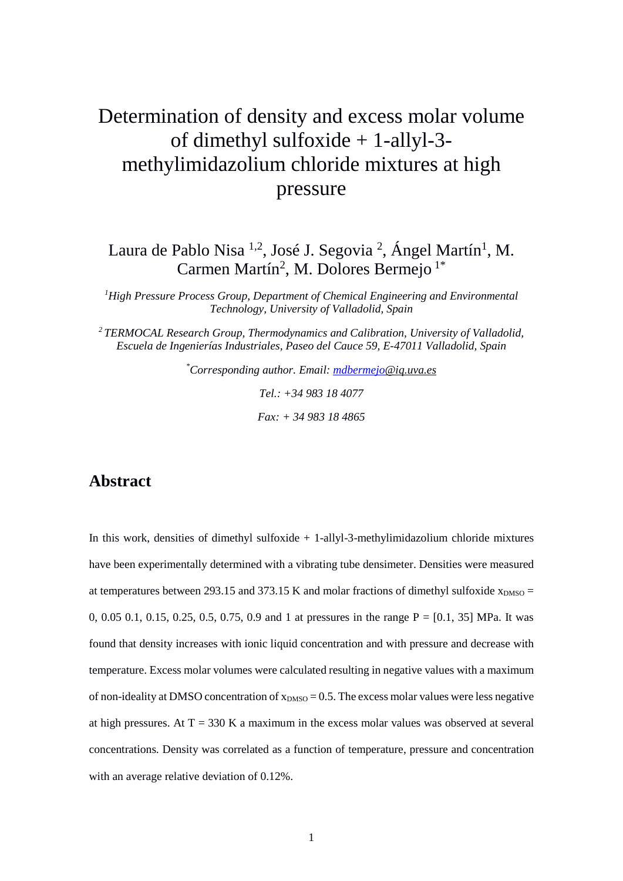# Determination of density and excess molar volume of dimethyl sulfoxide + 1-allyl-3-methylimidazolium chloride mixtures at high pressure

Laura de Pablo Nisa [1,2], José J. Segovia [2], Ángel Martín[1], M. Carmen Martín[2], M. Dolores Bermejo [1*]

*[1]High Pressure Process Group, Department of Chemical Engineering and Environmental Technology, University of Valladolid, Spain*

*[2] TERMOCAL Research Group, Thermodynamics and Calibration, University of Valladolid, Escuela de Ingenierías Industriales, Paseo del Cauce 59, E-47011 Valladolid, Spain*

*[*]Corresponding author. Email: mdbermejo@iq.uva.es*

*Tel.: +34 983 18 4077*

*Fax: + 34 983 18 4865*

## Abstract

In this work, densities of dimethyl sulfoxide + 1-allyl-3-methylimidazolium chloride mixtures have been experimentally determined with a vibrating tube densimeter. Densities were measured at temperatures between 293.15 and 373.15 K and molar fractions of dimethyl sulfoxide $x_{DMSO}$ = 0, 0.05 0.1, 0.15, 0.25, 0.5, 0.75, 0.9 and 1 at pressures in the range P = [0.1, 35] MPa. It was found that density increases with ionic liquid concentration and with pressure and decrease with temperature. Excess molar volumes were calculated resulting in negative values with a maximum of non-ideality at DMSO concentration of $x_{DMSO}$ = 0.5. The excess molar values were less negative at high pressures. At T = 330 K a maximum in the excess molar values was observed at several concentrations. Density was correlated as a function of temperature, pressure and concentration with an average relative deviation of 0.12%.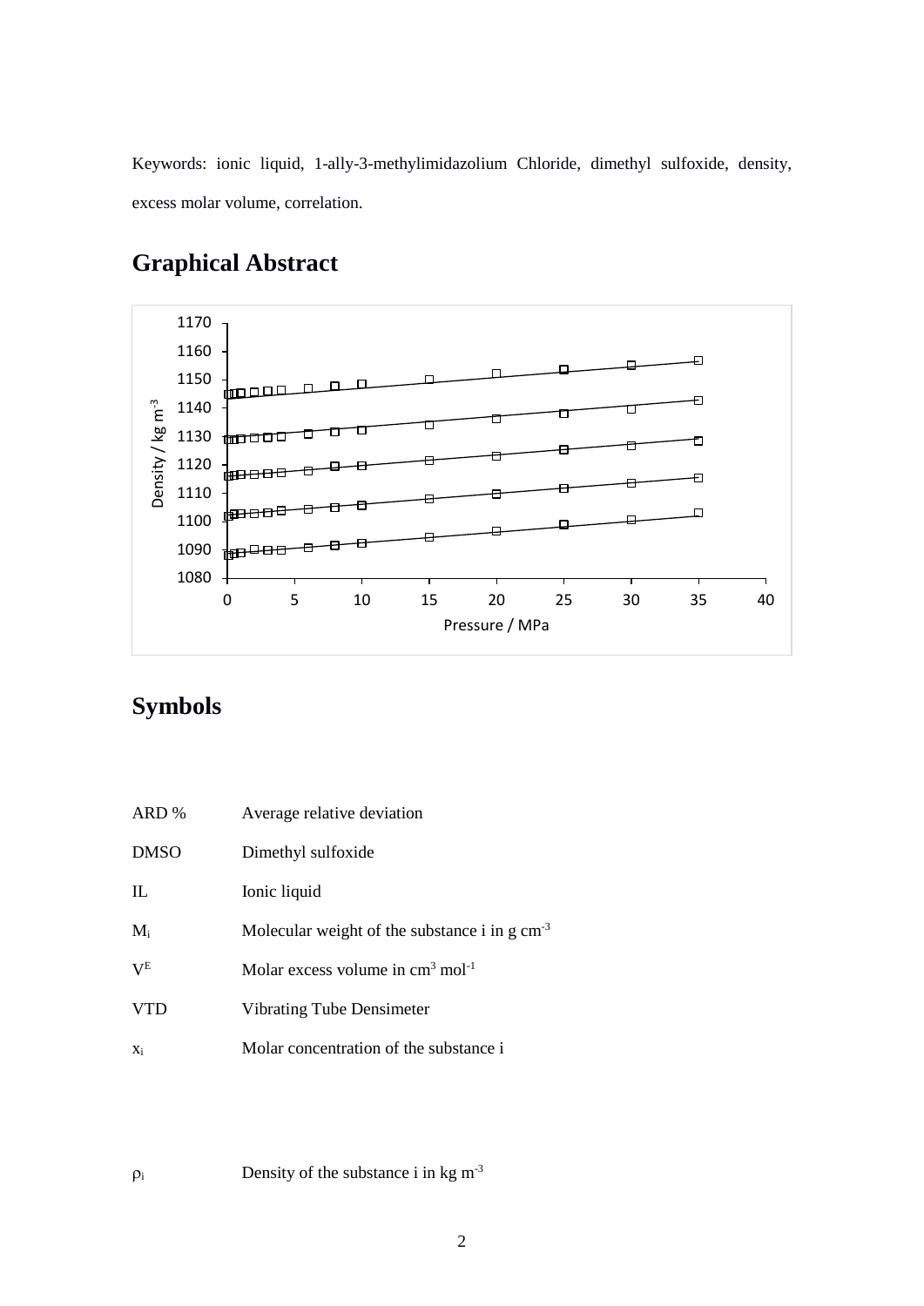Keywords: ionic liquid, 1-ally-3-methylimidazolium Chloride, dimethyl sulfoxide, density, excess molar volume, correlation.

# Graphical Abstract

# Symbols

| | |
|---|---|
| ARD % | Average relative deviation |
| DMSO | Dimethyl sulfoxide |
| IL | Ionic liquid |
| $M_i$ | Molecular weight of the substance i in g $cm^{-3}$ |
| $V^E$ | Molar excess volume in $cm^3$ $mol^{-1}$ |
| VTD | Vibrating Tube Densimeter |
| $x_i$ | Molar concentration of the substance i |
| $\rho_i$ | Density of the substance i in kg $m^{-3}$ |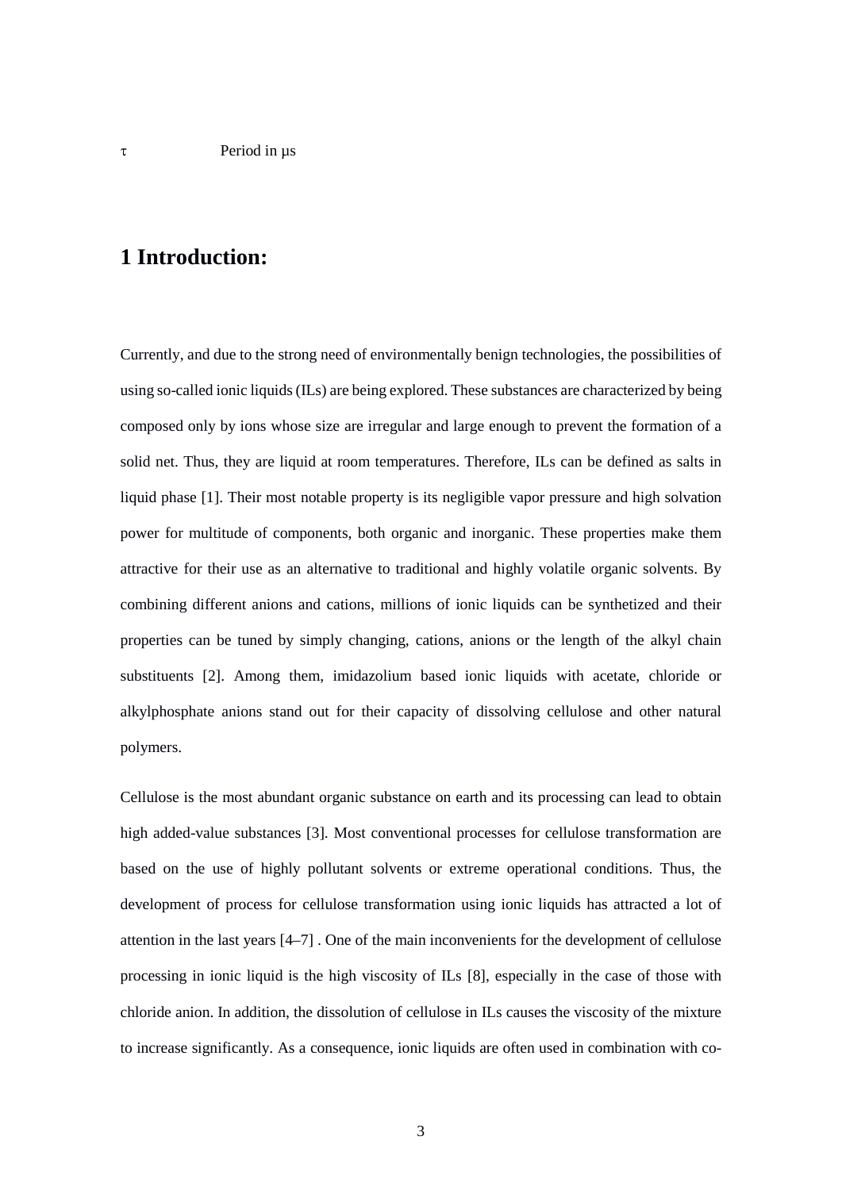$\tau$ Period in μs

# 1 Introduction:

Currently, and due to the strong need of environmentally benign technologies, the possibilities of using so-called ionic liquids (ILs) are being explored. These substances are characterized by being composed only by ions whose size are irregular and large enough to prevent the formation of a solid net. Thus, they are liquid at room temperatures. Therefore, ILs can be defined as salts in liquid phase [1]. Their most notable property is its negligible vapor pressure and high solvation power for multitude of components, both organic and inorganic. These properties make them attractive for their use as an alternative to traditional and highly volatile organic solvents. By combining different anions and cations, millions of ionic liquids can be synthetized and their properties can be tuned by simply changing, cations, anions or the length of the alkyl chain substituents [2]. Among them, imidazolium based ionic liquids with acetate, chloride or alkylphosphate anions stand out for their capacity of dissolving cellulose and other natural polymers.

Cellulose is the most abundant organic substance on earth and its processing can lead to obtain high added-value substances [3]. Most conventional processes for cellulose transformation are based on the use of highly pollutant solvents or extreme operational conditions. Thus, the development of process for cellulose transformation using ionic liquids has attracted a lot of attention in the last years [4–7] . One of the main inconvenients for the development of cellulose processing in ionic liquid is the high viscosity of ILs [8], especially in the case of those with chloride anion. In addition, the dissolution of cellulose in ILs causes the viscosity of the mixture to increase significantly. As a consequence, ionic liquids are often used in combination with co-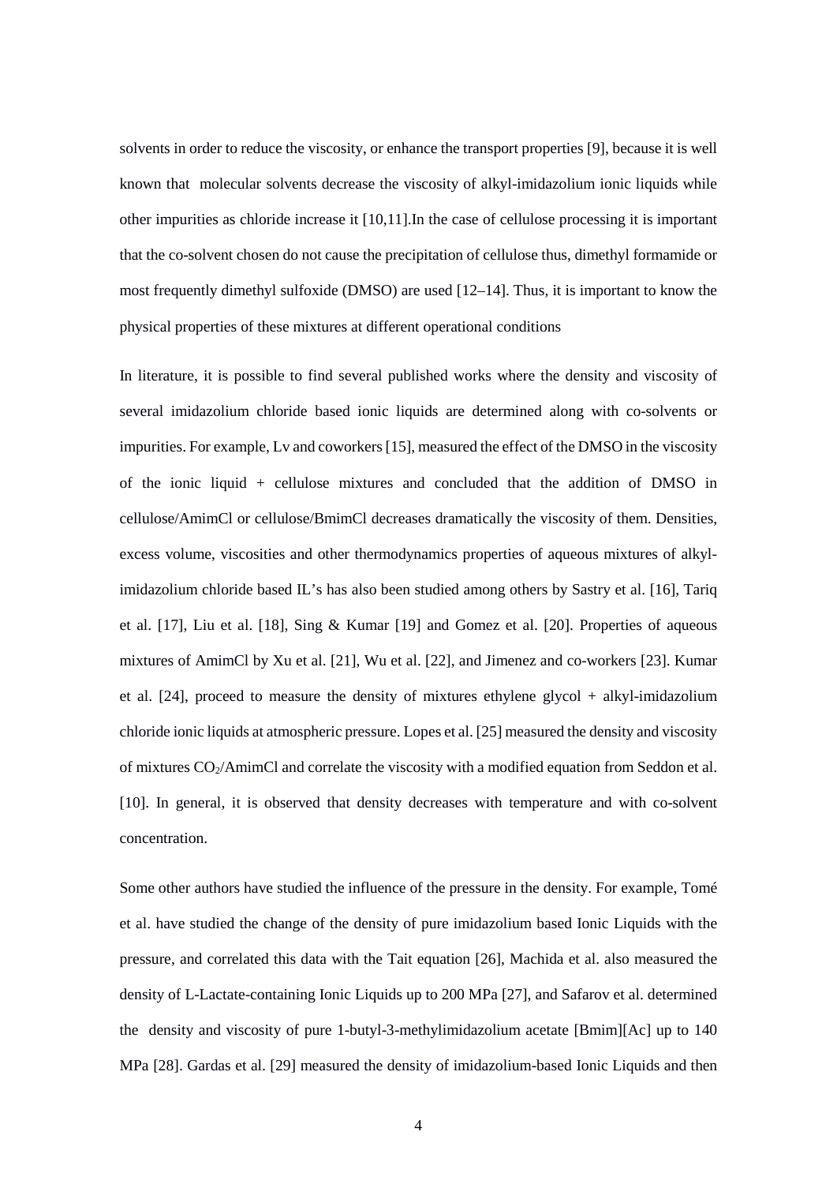solvents in order to reduce the viscosity, or enhance the transport properties [9], because it is well known that molecular solvents decrease the viscosity of alkyl-imidazolium ionic liquids while other impurities as chloride increase it [10,11].In the case of cellulose processing it is important that the co-solvent chosen do not cause the precipitation of cellulose thus, dimethyl formamide or most frequently dimethyl sulfoxide (DMSO) are used [12–14]. Thus, it is important to know the physical properties of these mixtures at different operational conditions

In literature, it is possible to find several published works where the density and viscosity of several imidazolium chloride based ionic liquids are determined along with co-solvents or impurities. For example, Lv and coworkers [15], measured the effect of the DMSO in the viscosity of the ionic liquid + cellulose mixtures and concluded that the addition of DMSO in cellulose/AmimCl or cellulose/BmimCl decreases dramatically the viscosity of them. Densities, excess volume, viscosities and other thermodynamics properties of aqueous mixtures of alkyl-imidazolium chloride based IL's has also been studied among others by Sastry et al. [16], Tariq et al. [17], Liu et al. [18], Sing & Kumar [19] and Gomez et al. [20]. Properties of aqueous mixtures of AmimCl by Xu et al. [21], Wu et al. [22], and Jimenez and co-workers [23]. Kumar et al. [24], proceed to measure the density of mixtures ethylene glycol + alkyl-imidazolium chloride ionic liquids at atmospheric pressure. Lopes et al. [25] measured the density and viscosity of mixtures $CO_2$/AmimCl and correlate the viscosity with a modified equation from Seddon et al. [10]. In general, it is observed that density decreases with temperature and with co-solvent concentration.

Some other authors have studied the influence of the pressure in the density. For example, Tomé et al. have studied the change of the density of pure imidazolium based Ionic Liquids with the pressure, and correlated this data with the Tait equation [26], Machida et al. also measured the density of L-Lactate-containing Ionic Liquids up to 200 MPa [27], and Safarov et al. determined the density and viscosity of pure 1-butyl-3-methylimidazolium acetate [Bmim][Ac] up to 140 MPa [28]. Gardas et al. [29] measured the density of imidazolium-based Ionic Liquids and then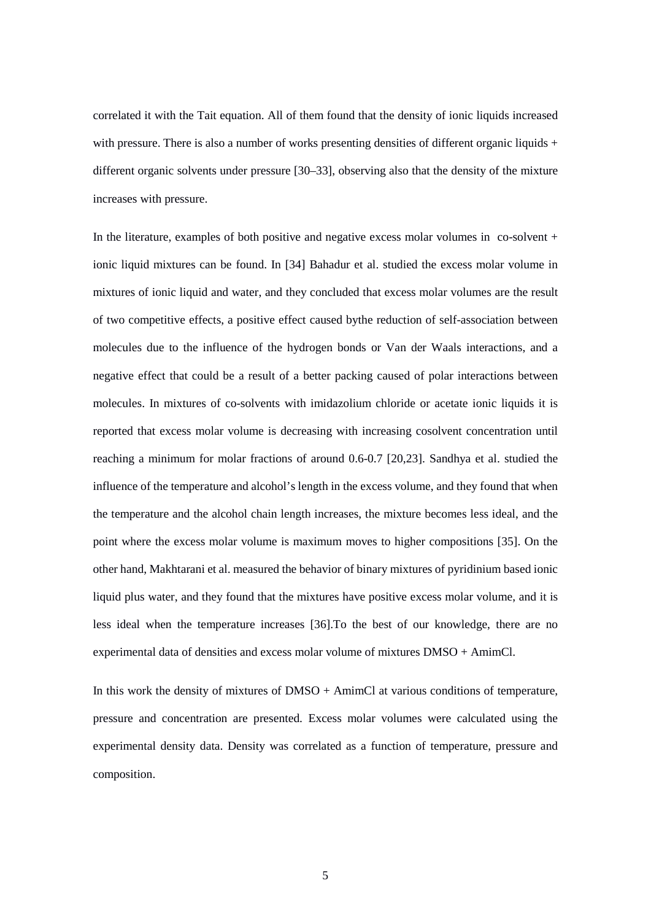correlated it with the Tait equation. All of them found that the density of ionic liquids increased with pressure. There is also a number of works presenting densities of different organic liquids + different organic solvents under pressure [30–33], observing also that the density of the mixture increases with pressure.

In the literature, examples of both positive and negative excess molar volumes in co-solvent + ionic liquid mixtures can be found. In [34] Bahadur et al. studied the excess molar volume in mixtures of ionic liquid and water, and they concluded that excess molar volumes are the result of two competitive effects, a positive effect caused bythe reduction of self-association between molecules due to the influence of the hydrogen bonds or Van der Waals interactions, and a negative effect that could be a result of a better packing caused of polar interactions between molecules. In mixtures of co-solvents with imidazolium chloride or acetate ionic liquids it is reported that excess molar volume is decreasing with increasing cosolvent concentration until reaching a minimum for molar fractions of around 0.6-0.7 [20,23]. Sandhya et al. studied the influence of the temperature and alcohol's length in the excess volume, and they found that when the temperature and the alcohol chain length increases, the mixture becomes less ideal, and the point where the excess molar volume is maximum moves to higher compositions [35]. On the other hand, Makhtarani et al. measured the behavior of binary mixtures of pyridinium based ionic liquid plus water, and they found that the mixtures have positive excess molar volume, and it is less ideal when the temperature increases [36].To the best of our knowledge, there are no experimental data of densities and excess molar volume of mixtures DMSO + AmimCl.

In this work the density of mixtures of DMSO + AmimCl at various conditions of temperature, pressure and concentration are presented. Excess molar volumes were calculated using the experimental density data. Density was correlated as a function of temperature, pressure and composition.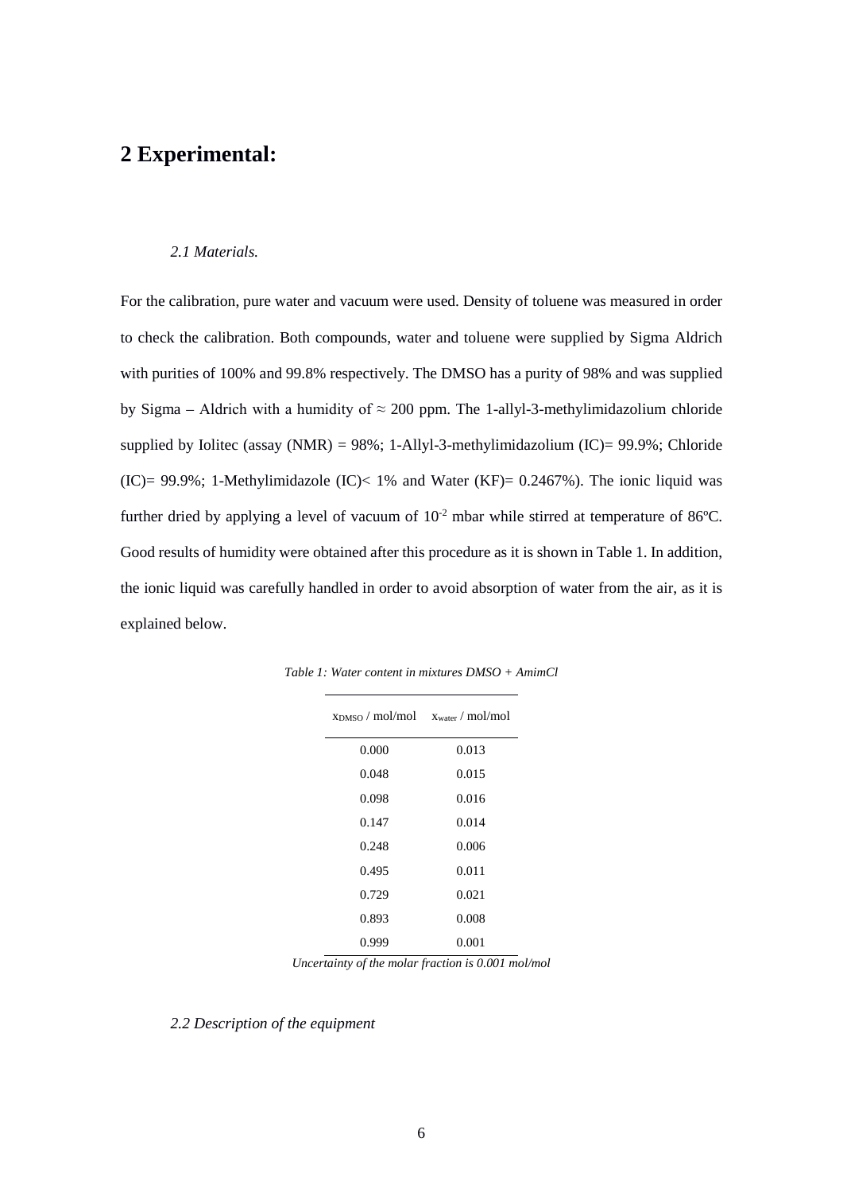# 2 Experimental:

*2.1 Materials.*

For the calibration, pure water and vacuum were used. Density of toluene was measured in order to check the calibration. Both compounds, water and toluene were supplied by Sigma Aldrich with purities of 100% and 99.8% respectively. The DMSO has a purity of 98% and was supplied by Sigma – Aldrich with a humidity of ≈ 200 ppm. The 1-allyl-3-methylimidazolium chloride supplied by Iolitec (assay (NMR) = 98%; 1-Allyl-3-methylimidazolium (IC)= 99.9%; Chloride (IC)= 99.9%; 1-Methylimidazole (IC)< 1% and Water (KF)= 0.2467%). The ionic liquid was further dried by applying a level of vacuum of $10^{-2}$ mbar while stirred at temperature of 86ºC. Good results of humidity were obtained after this procedure as it is shown in Table 1. In addition, the ionic liquid was carefully handled in order to avoid absorption of water from the air, as it is explained below.

*Table 1: Water content in mixtures DMSO + AmimCl*

| $x_{DMSO}$ / mol/mol | $x_{water}$ / mol/mol |
|---|---|
| 0.000 | 0.013 |
| 0.048 | 0.015 |
| 0.098 | 0.016 |
| 0.147 | 0.014 |
| 0.248 | 0.006 |
| 0.495 | 0.011 |
| 0.729 | 0.021 |
| 0.893 | 0.008 |
| 0.999 | 0.001 |

*Uncertainty of the molar fraction is 0.001 mol/mol*

*2.2 Description of the equipment*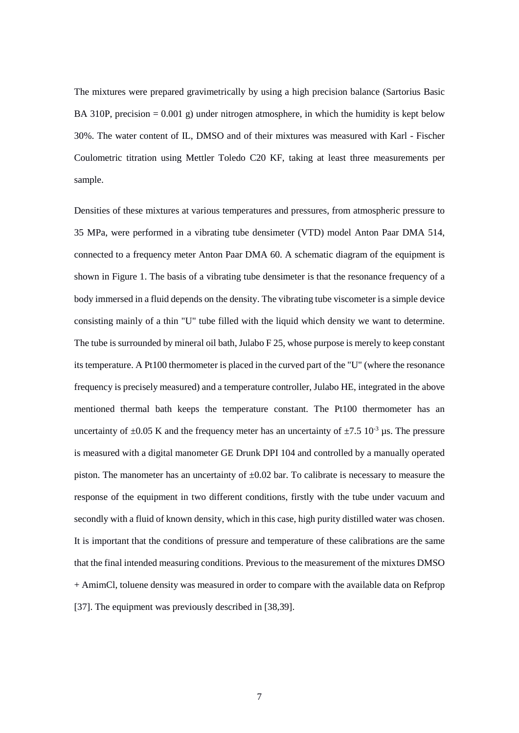The mixtures were prepared gravimetrically by using a high precision balance (Sartorius Basic BA 310P, precision = 0.001 g) under nitrogen atmosphere, in which the humidity is kept below 30%. The water content of IL, DMSO and of their mixtures was measured with Karl - Fischer Coulometric titration using Mettler Toledo C20 KF, taking at least three measurements per sample.

Densities of these mixtures at various temperatures and pressures, from atmospheric pressure to 35 MPa, were performed in a vibrating tube densimeter (VTD) model Anton Paar DMA 514, connected to a frequency meter Anton Paar DMA 60. A schematic diagram of the equipment is shown in Figure 1. The basis of a vibrating tube densimeter is that the resonance frequency of a body immersed in a fluid depends on the density. The vibrating tube viscometer is a simple device consisting mainly of a thin "U" tube filled with the liquid which density we want to determine. The tube is surrounded by mineral oil bath, Julabo F 25, whose purpose is merely to keep constant its temperature. A Pt100 thermometer is placed in the curved part of the "U" (where the resonance frequency is precisely measured) and a temperature controller, Julabo HE, integrated in the above mentioned thermal bath keeps the temperature constant. The Pt100 thermometer has an uncertainty of ±0.05 K and the frequency meter has an uncertainty of $\pm 7.5 \; 10^{-3}$ µs. The pressure is measured with a digital manometer GE Drunk DPI 104 and controlled by a manually operated piston. The manometer has an uncertainty of ±0.02 bar. To calibrate is necessary to measure the response of the equipment in two different conditions, firstly with the tube under vacuum and secondly with a fluid of known density, which in this case, high purity distilled water was chosen. It is important that the conditions of pressure and temperature of these calibrations are the same that the final intended measuring conditions. Previous to the measurement of the mixtures DMSO + AmimCl, toluene density was measured in order to compare with the available data on Refprop [37]. The equipment was previously described in [38,39].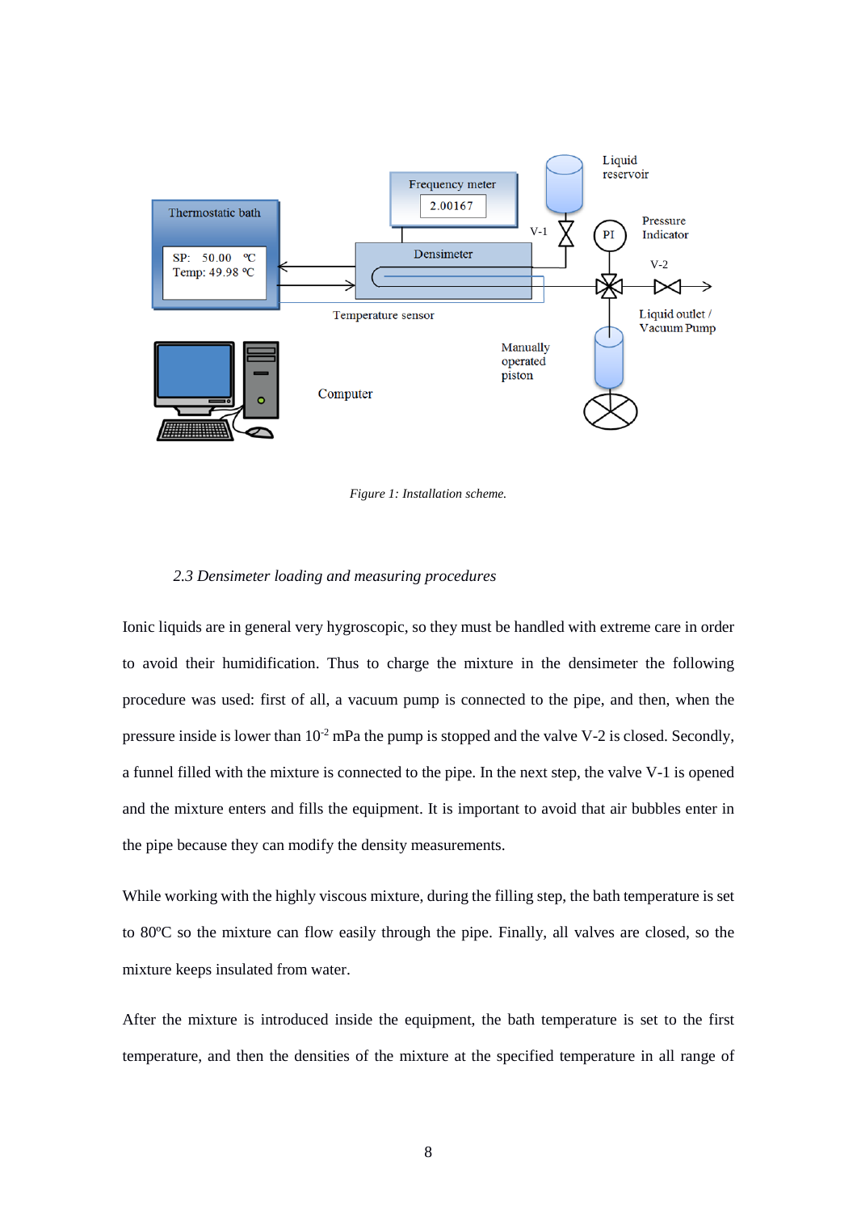*Figure 1: Installation scheme.*

### *2.3 Densimeter loading and measuring procedures*

Ionic liquids are in general very hygroscopic, so they must be handled with extreme care in order to avoid their humidification. Thus to charge the mixture in the densimeter the following procedure was used: first of all, a vacuum pump is connected to the pipe, and then, when the pressure inside is lower than $10^{-2}$ mPa the pump is stopped and the valve V-2 is closed. Secondly, a funnel filled with the mixture is connected to the pipe. In the next step, the valve V-1 is opened and the mixture enters and fills the equipment. It is important to avoid that air bubbles enter in the pipe because they can modify the density measurements.

While working with the highly viscous mixture, during the filling step, the bath temperature is set to 80ºC so the mixture can flow easily through the pipe. Finally, all valves are closed, so the mixture keeps insulated from water.

After the mixture is introduced inside the equipment, the bath temperature is set to the first temperature, and then the densities of the mixture at the specified temperature in all range of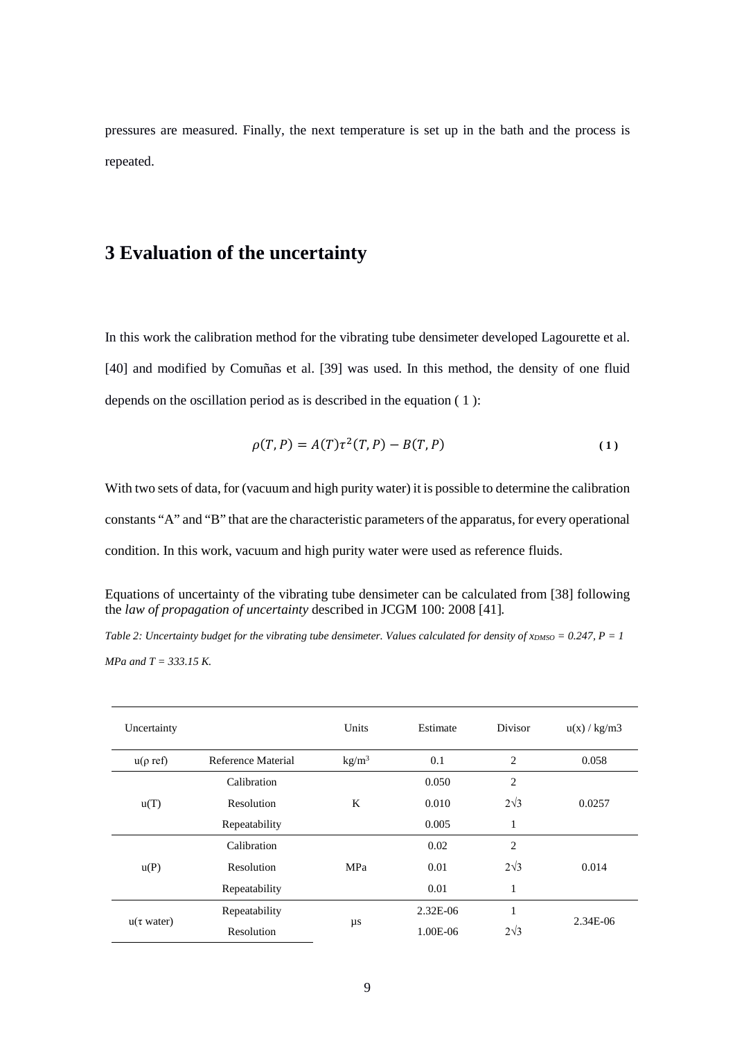pressures are measured. Finally, the next temperature is set up in the bath and the process is repeated.

# 3 Evaluation of the uncertainty

In this work the calibration method for the vibrating tube densimeter developed Lagourette et al. [40] and modified by Comuñas et al. [39] was used. In this method, the density of one fluid depends on the oscillation period as is described in the equation ( 1 ):

$$\rho(T,P) = A(T)\tau^2(T,P) - B(T,P) \tag{1}$$

With two sets of data, for (vacuum and high purity water) it is possible to determine the calibration constants "A" and "B" that are the characteristic parameters of the apparatus, for every operational condition. In this work, vacuum and high purity water were used as reference fluids.

Equations of uncertainty of the vibrating tube densimeter can be calculated from [38] following the *law of propagation of uncertainty* described in JCGM 100: 2008 [41].

*Table 2: Uncertainty budget for the vibrating tube densimeter. Values calculated for density of $x_{DMSO} = 0.247$, $P = 1$ MPa and $T = 333.15$ K.*

| Uncertainty | | Units | Estimate | Divisor | u(x) / kg/m3 |
|---|---|---|---|---|---|
| u(ρ ref) | Reference Material | kg/m³ | 0.1 | 2 | 0.058 |
| u(T) | Calibration | K | 0.050 | 2 | 0.0257 |
| | Resolution | | 0.010 | 2√3 | |
| | Repeatability | | 0.005 | 1 | |
| u(P) | Calibration | MPa | 0.02 | 2 | 0.014 |
| | Resolution | | 0.01 | 2√3 | |
| | Repeatability | | 0.01 | 1 | |
| u(τ water) | Repeatability | µs | 2.32E-06 | 1 | 2.34E-06 |
| | Resolution | | 1.00E-06 | 2√3 | |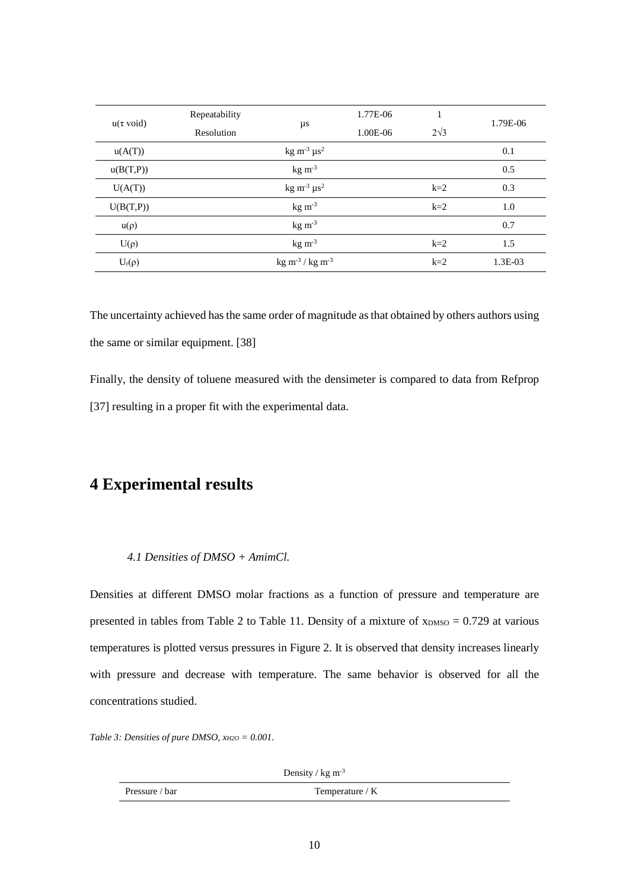| | | | | | |
|---|---|---|---|---|---|
| u(τ void) | Repeatability | μs | 1.77E-06 | 1 | 1.79E-06 |
| | Resolution | | 1.00E-06 | 2√3 | |
| u(A(T)) | | $kg\ m^{-3}\ \mu s^2$ | | | 0.1 |
| u(B(T,P)) | | $kg\ m^{-3}$ | | | 0.5 |
| U(A(T)) | | $kg\ m^{-3}\ \mu s^2$ | | k=2 | 0.3 |
| U(B(T,P)) | | $kg\ m^{-3}$ | | k=2 | 1.0 |
| u(ρ) | | $kg\ m^{-3}$ | | | 0.7 |
| U(ρ) | | $kg\ m^{-3}$ | | k=2 | 1.5 |
| $U_r(\rho)$ | | $kg\ m^{-3}$ / $kg\ m^{-3}$ | | k=2 | 1.3E-03 |

The uncertainty achieved has the same order of magnitude as that obtained by others authors using the same or similar equipment. [38]

Finally, the density of toluene measured with the densimeter is compared to data from Refprop [37] resulting in a proper fit with the experimental data.

# 4 Experimental results

### *4.1 Densities of DMSO + AmimCl.*

Densities at different DMSO molar fractions as a function of pressure and temperature are presented in tables from Table 2 to Table 11. Density of a mixture of $x_{DMSO} = 0.729$ at various temperatures is plotted versus pressures in Figure 2. It is observed that density increases linearly with pressure and decrease with temperature. The same behavior is observed for all the concentrations studied.

*Table 3: Densities of pure DMSO, $x_{H2O} = 0.001$.*

| | Density / $kg\ m^{-3}$ |
|---|---|
| Pressure / bar | Temperature / K |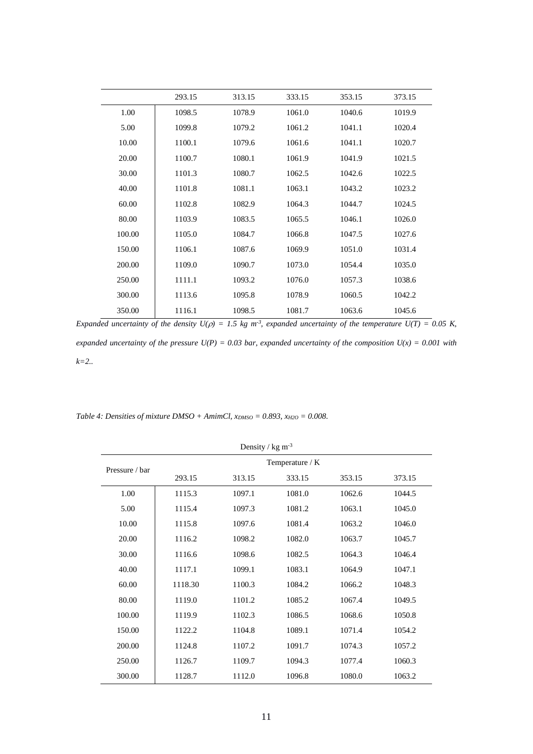| | 293.15 | 313.15 | 333.15 | 353.15 | 373.15 |
|---|---|---|---|---|---|
| 1.00 | 1098.5 | 1078.9 | 1061.0 | 1040.6 | 1019.9 |
| 5.00 | 1099.8 | 1079.2 | 1061.2 | 1041.1 | 1020.4 |
| 10.00 | 1100.1 | 1079.6 | 1061.6 | 1041.1 | 1020.7 |
| 20.00 | 1100.7 | 1080.1 | 1061.9 | 1041.9 | 1021.5 |
| 30.00 | 1101.3 | 1080.7 | 1062.5 | 1042.6 | 1022.5 |
| 40.00 | 1101.8 | 1081.1 | 1063.1 | 1043.2 | 1023.2 |
| 60.00 | 1102.8 | 1082.9 | 1064.3 | 1044.7 | 1024.5 |
| 80.00 | 1103.9 | 1083.5 | 1065.5 | 1046.1 | 1026.0 |
| 100.00 | 1105.0 | 1084.7 | 1066.8 | 1047.5 | 1027.6 |
| 150.00 | 1106.1 | 1087.6 | 1069.9 | 1051.0 | 1031.4 |
| 200.00 | 1109.0 | 1090.7 | 1073.0 | 1054.4 | 1035.0 |
| 250.00 | 1111.1 | 1093.2 | 1076.0 | 1057.3 | 1038.6 |
| 300.00 | 1113.6 | 1095.8 | 1078.9 | 1060.5 | 1042.2 |
| 350.00 | 1116.1 | 1098.5 | 1081.7 | 1063.6 | 1045.6 |

*Expanded uncertainty of the density $U(\rho)$ = 1.5 kg $m^{-3}$, expanded uncertainty of the temperature $U(T)$ = 0.05 K, expanded uncertainty of the pressure $U(P)$ = 0.03 bar, expanded uncertainty of the composition $U(x)$ = 0.001 with k=2..*

*Table 4: Densities of mixture DMSO + AmimCl, $x_{DMSO}$ = 0.893, $x_{H2O}$ = 0.008.*

| | Density / kg $m^{-3}$ | | | | |
|---|---|---|---|---|---|
| Pressure / bar | Temperature / K | | | | |
| | 293.15 | 313.15 | 333.15 | 353.15 | 373.15 |
| 1.00 | 1115.3 | 1097.1 | 1081.0 | 1062.6 | 1044.5 |
| 5.00 | 1115.4 | 1097.3 | 1081.2 | 1063.1 | 1045.0 |
| 10.00 | 1115.8 | 1097.6 | 1081.4 | 1063.2 | 1046.0 |
| 20.00 | 1116.2 | 1098.2 | 1082.0 | 1063.7 | 1045.7 |
| 30.00 | 1116.6 | 1098.6 | 1082.5 | 1064.3 | 1046.4 |
| 40.00 | 1117.1 | 1099.1 | 1083.1 | 1064.9 | 1047.1 |
| 60.00 | 1118.30 | 1100.3 | 1084.2 | 1066.2 | 1048.3 |
| 80.00 | 1119.0 | 1101.2 | 1085.2 | 1067.4 | 1049.5 |
| 100.00 | 1119.9 | 1102.3 | 1086.5 | 1068.6 | 1050.8 |
| 150.00 | 1122.2 | 1104.8 | 1089.1 | 1071.4 | 1054.2 |
| 200.00 | 1124.8 | 1107.2 | 1091.7 | 1074.3 | 1057.2 |
| 250.00 | 1126.7 | 1109.7 | 1094.3 | 1077.4 | 1060.3 |
| 300.00 | 1128.7 | 1112.0 | 1096.8 | 1080.0 | 1063.2 |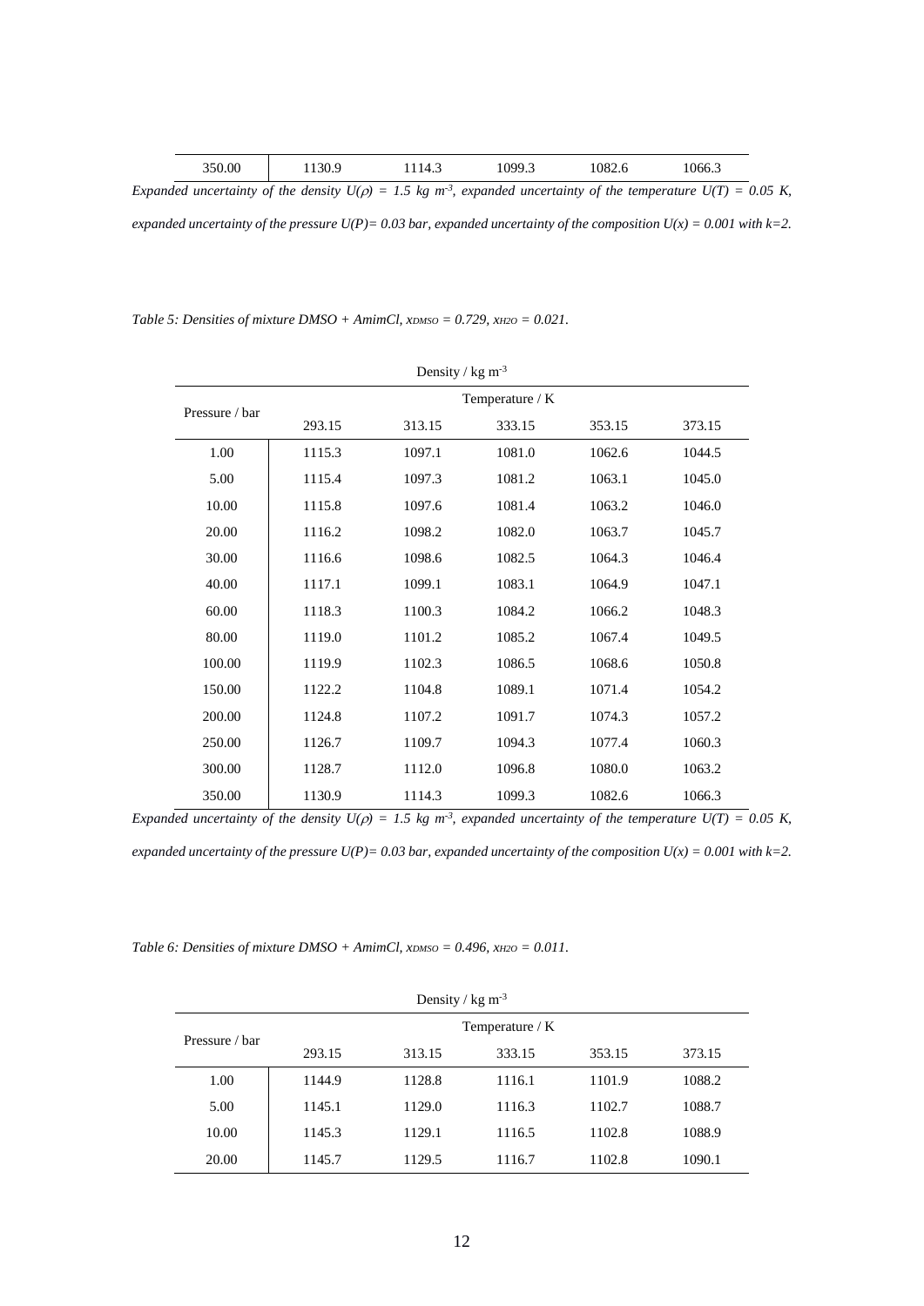| 350.00 | 1130.9 | 1114.3 | 1099.3 | 1082.6 | 1066.3 |
|---|---|---|---|---|---|

*Expanded uncertainty of the density $U(\rho)$ = 1.5 kg m$^{-3}$, expanded uncertainty of the temperature $U(T)$ = 0.05 K, expanded uncertainty of the pressure $U(P)$= 0.03 bar, expanded uncertainty of the composition $U(x)$ = 0.001 with k=2.*

*Table 5: Densities of mixture DMSO + AmimCl, $x_{DMSO}$ = 0.729, $x_{H2O}$ = 0.021.*

| | Density / kg m$^{-3}$ | | | | |
|---|---|---|---|---|---|
| Pressure / bar | Temperature / K | | | | |
| | 293.15 | 313.15 | 333.15 | 353.15 | 373.15 |
| 1.00 | 1115.3 | 1097.1 | 1081.0 | 1062.6 | 1044.5 |
| 5.00 | 1115.4 | 1097.3 | 1081.2 | 1063.1 | 1045.0 |
| 10.00 | 1115.8 | 1097.6 | 1081.4 | 1063.2 | 1046.0 |
| 20.00 | 1116.2 | 1098.2 | 1082.0 | 1063.7 | 1045.7 |
| 30.00 | 1116.6 | 1098.6 | 1082.5 | 1064.3 | 1046.4 |
| 40.00 | 1117.1 | 1099.1 | 1083.1 | 1064.9 | 1047.1 |
| 60.00 | 1118.3 | 1100.3 | 1084.2 | 1066.2 | 1048.3 |
| 80.00 | 1119.0 | 1101.2 | 1085.2 | 1067.4 | 1049.5 |
| 100.00 | 1119.9 | 1102.3 | 1086.5 | 1068.6 | 1050.8 |
| 150.00 | 1122.2 | 1104.8 | 1089.1 | 1071.4 | 1054.2 |
| 200.00 | 1124.8 | 1107.2 | 1091.7 | 1074.3 | 1057.2 |
| 250.00 | 1126.7 | 1109.7 | 1094.3 | 1077.4 | 1060.3 |
| 300.00 | 1128.7 | 1112.0 | 1096.8 | 1080.0 | 1063.2 |
| 350.00 | 1130.9 | 1114.3 | 1099.3 | 1082.6 | 1066.3 |

*Expanded uncertainty of the density $U(\rho)$ = 1.5 kg m$^{-3}$, expanded uncertainty of the temperature $U(T)$ = 0.05 K, expanded uncertainty of the pressure $U(P)$= 0.03 bar, expanded uncertainty of the composition $U(x)$ = 0.001 with k=2.*

*Table 6: Densities of mixture DMSO + AmimCl, $x_{DMSO}$ = 0.496, $x_{H2O}$ = 0.011.*

| | Density / kg m$^{-3}$ | | | | |
|---|---|---|---|---|---|
| Pressure / bar | Temperature / K | | | | |
| | 293.15 | 313.15 | 333.15 | 353.15 | 373.15 |
| 1.00 | 1144.9 | 1128.8 | 1116.1 | 1101.9 | 1088.2 |
| 5.00 | 1145.1 | 1129.0 | 1116.3 | 1102.7 | 1088.7 |
| 10.00 | 1145.3 | 1129.1 | 1116.5 | 1102.8 | 1088.9 |
| 20.00 | 1145.7 | 1129.5 | 1116.7 | 1102.8 | 1090.1 |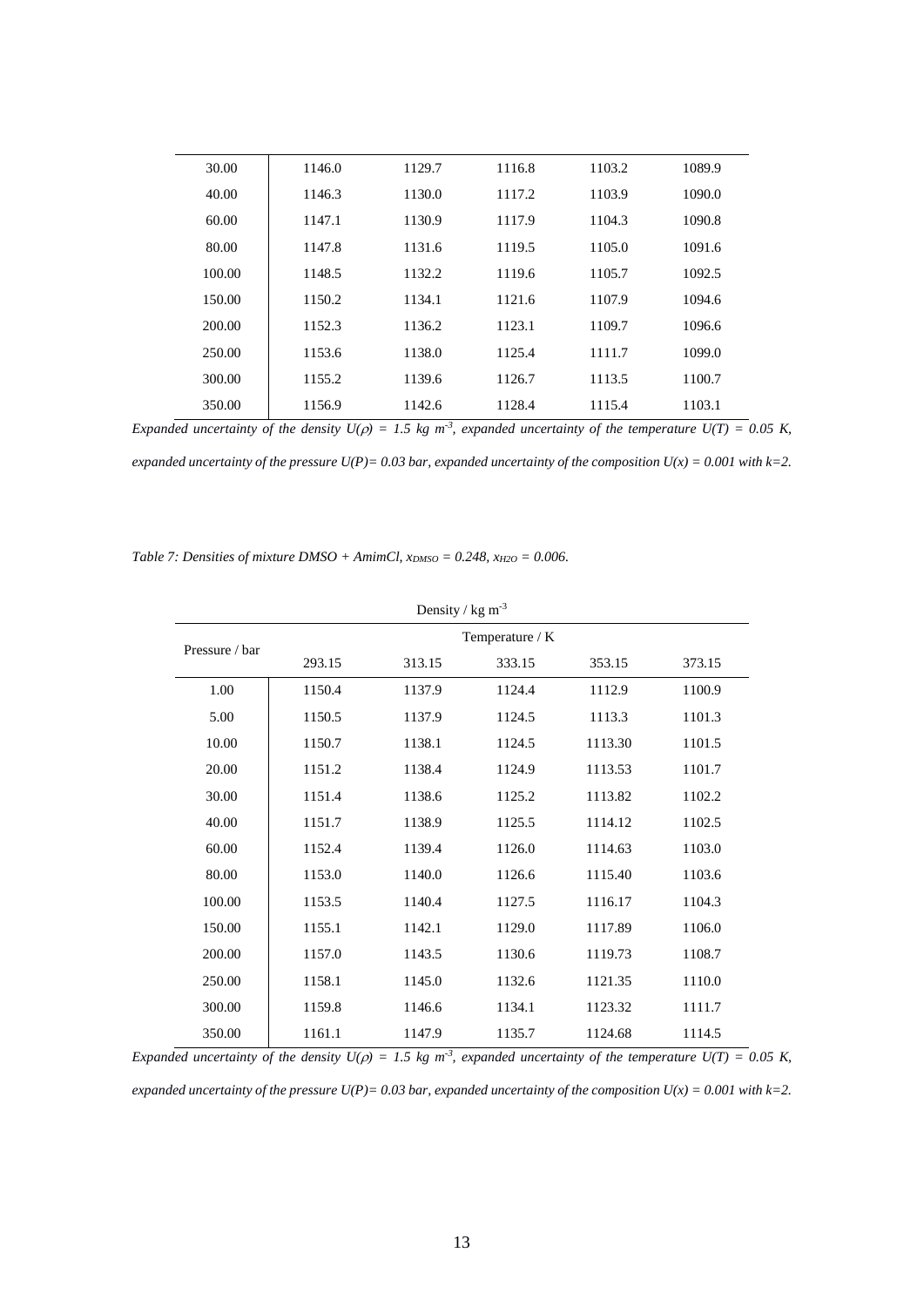| | | | | | |
|---|---|---|---|---|---|
| 30.00 | 1146.0 | 1129.7 | 1116.8 | 1103.2 | 1089.9 |
| 40.00 | 1146.3 | 1130.0 | 1117.2 | 1103.9 | 1090.0 |
| 60.00 | 1147.1 | 1130.9 | 1117.9 | 1104.3 | 1090.8 |
| 80.00 | 1147.8 | 1131.6 | 1119.5 | 1105.0 | 1091.6 |
| 100.00 | 1148.5 | 1132.2 | 1119.6 | 1105.7 | 1092.5 |
| 150.00 | 1150.2 | 1134.1 | 1121.6 | 1107.9 | 1094.6 |
| 200.00 | 1152.3 | 1136.2 | 1123.1 | 1109.7 | 1096.6 |
| 250.00 | 1153.6 | 1138.0 | 1125.4 | 1111.7 | 1099.0 |
| 300.00 | 1155.2 | 1139.6 | 1126.7 | 1113.5 | 1100.7 |
| 350.00 | 1156.9 | 1142.6 | 1128.4 | 1115.4 | 1103.1 |

*Expanded uncertainty of the density $U(\rho)$ = 1.5 kg m$^{-3}$, expanded uncertainty of the temperature $U(T)$ = 0.05 K, expanded uncertainty of the pressure $U(P)$= 0.03 bar, expanded uncertainty of the composition $U(x)$ = 0.001 with k=2.*

*Table 7: Densities of mixture DMSO + AmimCl, $x_{DMSO}$ = 0.248, $x_{H2O}$ = 0.006.*

| | Density / kg m$^{-3}$ | | | | |
|---|---|---|---|---|---|
| Pressure / bar | Temperature / K | | | | |
| | 293.15 | 313.15 | 333.15 | 353.15 | 373.15 |
| 1.00 | 1150.4 | 1137.9 | 1124.4 | 1112.9 | 1100.9 |
| 5.00 | 1150.5 | 1137.9 | 1124.5 | 1113.3 | 1101.3 |
| 10.00 | 1150.7 | 1138.1 | 1124.5 | 1113.30 | 1101.5 |
| 20.00 | 1151.2 | 1138.4 | 1124.9 | 1113.53 | 1101.7 |
| 30.00 | 1151.4 | 1138.6 | 1125.2 | 1113.82 | 1102.2 |
| 40.00 | 1151.7 | 1138.9 | 1125.5 | 1114.12 | 1102.5 |
| 60.00 | 1152.4 | 1139.4 | 1126.0 | 1114.63 | 1103.0 |
| 80.00 | 1153.0 | 1140.0 | 1126.6 | 1115.40 | 1103.6 |
| 100.00 | 1153.5 | 1140.4 | 1127.5 | 1116.17 | 1104.3 |
| 150.00 | 1155.1 | 1142.1 | 1129.0 | 1117.89 | 1106.0 |
| 200.00 | 1157.0 | 1143.5 | 1130.6 | 1119.73 | 1108.7 |
| 250.00 | 1158.1 | 1145.0 | 1132.6 | 1121.35 | 1110.0 |
| 300.00 | 1159.8 | 1146.6 | 1134.1 | 1123.32 | 1111.7 |
| 350.00 | 1161.1 | 1147.9 | 1135.7 | 1124.68 | 1114.5 |

*Expanded uncertainty of the density $U(\rho)$ = 1.5 kg m$^{-3}$, expanded uncertainty of the temperature $U(T)$ = 0.05 K, expanded uncertainty of the pressure $U(P)$= 0.03 bar, expanded uncertainty of the composition $U(x)$ = 0.001 with k=2.*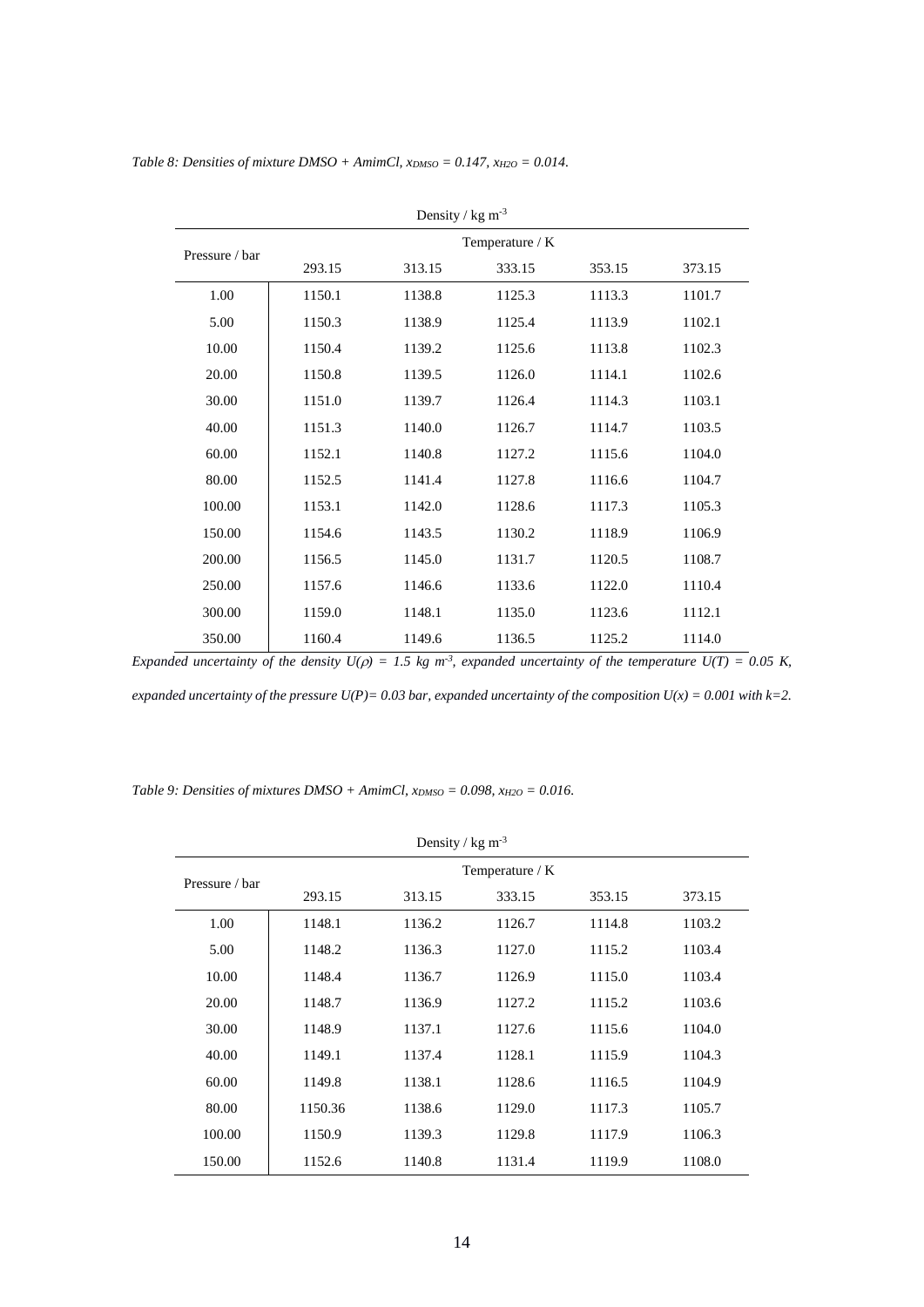*Table 8: Densities of mixture DMSO + AmimCl, $x_{DMSO} = 0.147$, $x_{H2O} = 0.014$.*

| | Density / kg m$^{-3}$ | | | | |
|---|---|---|---|---|---|
| Pressure / bar | Temperature / K | | | | |
| | 293.15 | 313.15 | 333.15 | 353.15 | 373.15 |
| 1.00 | 1150.1 | 1138.8 | 1125.3 | 1113.3 | 1101.7 |
| 5.00 | 1150.3 | 1138.9 | 1125.4 | 1113.9 | 1102.1 |
| 10.00 | 1150.4 | 1139.2 | 1125.6 | 1113.8 | 1102.3 |
| 20.00 | 1150.8 | 1139.5 | 1126.0 | 1114.1 | 1102.6 |
| 30.00 | 1151.0 | 1139.7 | 1126.4 | 1114.3 | 1103.1 |
| 40.00 | 1151.3 | 1140.0 | 1126.7 | 1114.7 | 1103.5 |
| 60.00 | 1152.1 | 1140.8 | 1127.2 | 1115.6 | 1104.0 |
| 80.00 | 1152.5 | 1141.4 | 1127.8 | 1116.6 | 1104.7 |
| 100.00 | 1153.1 | 1142.0 | 1128.6 | 1117.3 | 1105.3 |
| 150.00 | 1154.6 | 1143.5 | 1130.2 | 1118.9 | 1106.9 |
| 200.00 | 1156.5 | 1145.0 | 1131.7 | 1120.5 | 1108.7 |
| 250.00 | 1157.6 | 1146.6 | 1133.6 | 1122.0 | 1110.4 |
| 300.00 | 1159.0 | 1148.1 | 1135.0 | 1123.6 | 1112.1 |
| 350.00 | 1160.4 | 1149.6 | 1136.5 | 1125.2 | 1114.0 |

*Expanded uncertainty of the density $U(\rho)$ = 1.5 kg m$^{-3}$, expanded uncertainty of the temperature $U(T)$ = 0.05 K, expanded uncertainty of the pressure $U(P)$= 0.03 bar, expanded uncertainty of the composition $U(x)$ = 0.001 with k=2.*

*Table 9: Densities of mixtures DMSO + AmimCl, $x_{DMSO} = 0.098$, $x_{H2O} = 0.016$.*

| | Density / kg m$^{-3}$ | | | | |
|---|---|---|---|---|---|
| Pressure / bar | Temperature / K | | | | |
| | 293.15 | 313.15 | 333.15 | 353.15 | 373.15 |
| 1.00 | 1148.1 | 1136.2 | 1126.7 | 1114.8 | 1103.2 |
| 5.00 | 1148.2 | 1136.3 | 1127.0 | 1115.2 | 1103.4 |
| 10.00 | 1148.4 | 1136.7 | 1126.9 | 1115.0 | 1103.4 |
| 20.00 | 1148.7 | 1136.9 | 1127.2 | 1115.2 | 1103.6 |
| 30.00 | 1148.9 | 1137.1 | 1127.6 | 1115.6 | 1104.0 |
| 40.00 | 1149.1 | 1137.4 | 1128.1 | 1115.9 | 1104.3 |
| 60.00 | 1149.8 | 1138.1 | 1128.6 | 1116.5 | 1104.9 |
| 80.00 | 1150.36 | 1138.6 | 1129.0 | 1117.3 | 1105.7 |
| 100.00 | 1150.9 | 1139.3 | 1129.8 | 1117.9 | 1106.3 |
| 150.00 | 1152.6 | 1140.8 | 1131.4 | 1119.9 | 1108.0 |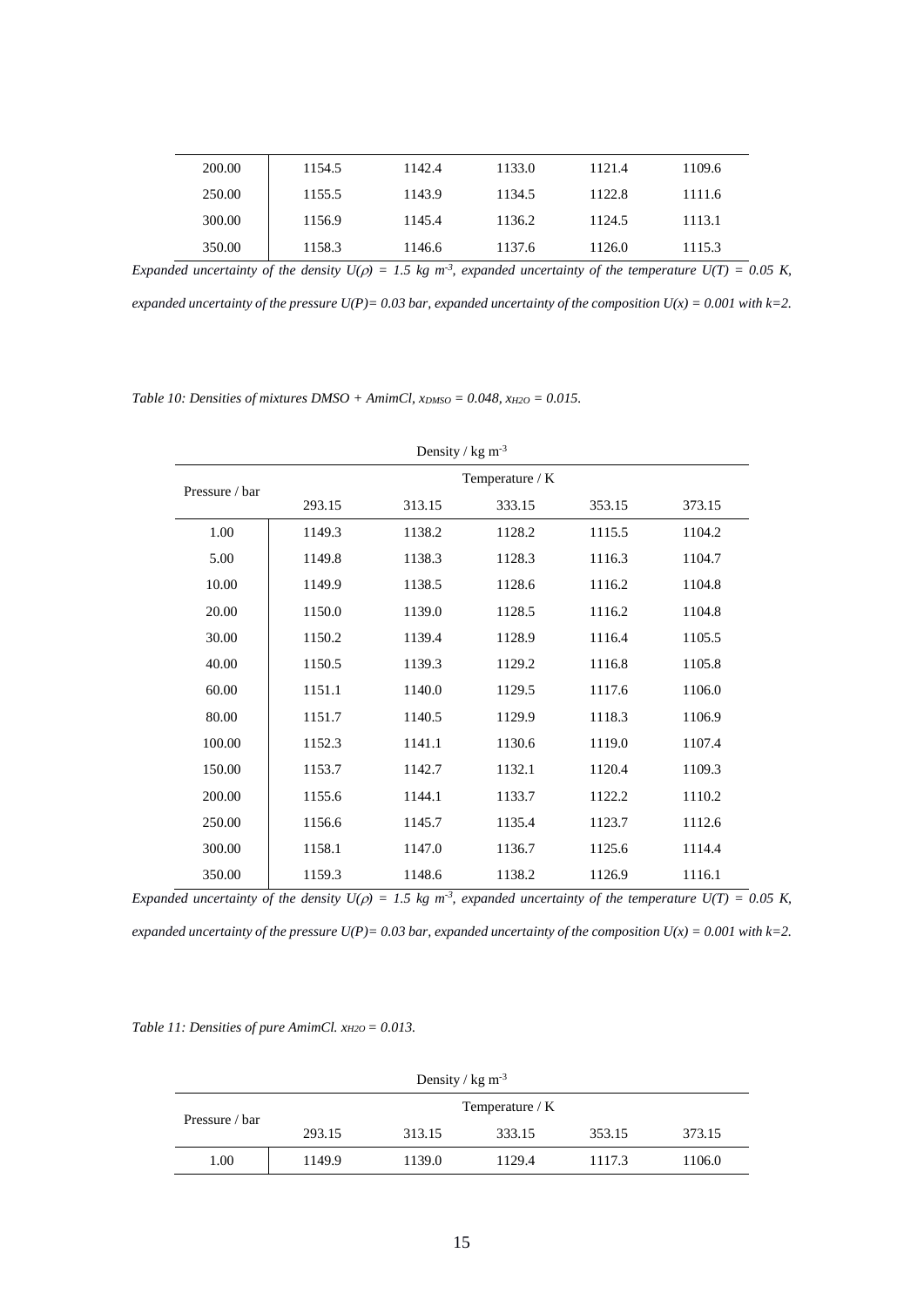| Pressure / bar | 293.15 | 313.15 | 333.15 | 353.15 | 373.15 |
|---|---|---|---|---|---|
| 200.00 | 1154.5 | 1142.4 | 1133.0 | 1121.4 | 1109.6 |
| 250.00 | 1155.5 | 1143.9 | 1134.5 | 1122.8 | 1111.6 |
| 300.00 | 1156.9 | 1145.4 | 1136.2 | 1124.5 | 1113.1 |
| 350.00 | 1158.3 | 1146.6 | 1137.6 | 1126.0 | 1115.3 |

*Expanded uncertainty of the density $U(\rho)$ = 1.5 kg $m^{-3}$, expanded uncertainty of the temperature $U(T)$ = 0.05 K, expanded uncertainty of the pressure $U(P)$= 0.03 bar, expanded uncertainty of the composition $U(x)$ = 0.001 with k=2.*

*Table 10: Densities of mixtures DMSO + AmimCl, $x_{DMSO}$ = 0.048, $x_{H2O}$ = 0.015.*

| Density / kg m$^{-3}$ | | | | | |
|---|---|---|---|---|---|
| Pressure / bar | Temperature / K | | | | |
| | 293.15 | 313.15 | 333.15 | 353.15 | 373.15 |
| 1.00 | 1149.3 | 1138.2 | 1128.2 | 1115.5 | 1104.2 |
| 5.00 | 1149.8 | 1138.3 | 1128.3 | 1116.3 | 1104.7 |
| 10.00 | 1149.9 | 1138.5 | 1128.6 | 1116.2 | 1104.8 |
| 20.00 | 1150.0 | 1139.0 | 1128.5 | 1116.2 | 1104.8 |
| 30.00 | 1150.2 | 1139.4 | 1128.9 | 1116.4 | 1105.5 |
| 40.00 | 1150.5 | 1139.3 | 1129.2 | 1116.8 | 1105.8 |
| 60.00 | 1151.1 | 1140.0 | 1129.5 | 1117.6 | 1106.0 |
| 80.00 | 1151.7 | 1140.5 | 1129.9 | 1118.3 | 1106.9 |
| 100.00 | 1152.3 | 1141.1 | 1130.6 | 1119.0 | 1107.4 |
| 150.00 | 1153.7 | 1142.7 | 1132.1 | 1120.4 | 1109.3 |
| 200.00 | 1155.6 | 1144.1 | 1133.7 | 1122.2 | 1110.2 |
| 250.00 | 1156.6 | 1145.7 | 1135.4 | 1123.7 | 1112.6 |
| 300.00 | 1158.1 | 1147.0 | 1136.7 | 1125.6 | 1114.4 |
| 350.00 | 1159.3 | 1148.6 | 1138.2 | 1126.9 | 1116.1 |

*Expanded uncertainty of the density $U(\rho)$ = 1.5 kg $m^{-3}$, expanded uncertainty of the temperature $U(T)$ = 0.05 K, expanded uncertainty of the pressure $U(P)$= 0.03 bar, expanded uncertainty of the composition $U(x)$ = 0.001 with k=2.*

*Table 11: Densities of pure AmimCl. $x_{H2O}$ = 0.013.*

| Density / kg m$^{-3}$ | | | | | |
|---|---|---|---|---|---|
| Pressure / bar | Temperature / K | | | | |
| | 293.15 | 313.15 | 333.15 | 353.15 | 373.15 |
| 1.00 | 1149.9 | 1139.0 | 1129.4 | 1117.3 | 1106.0 |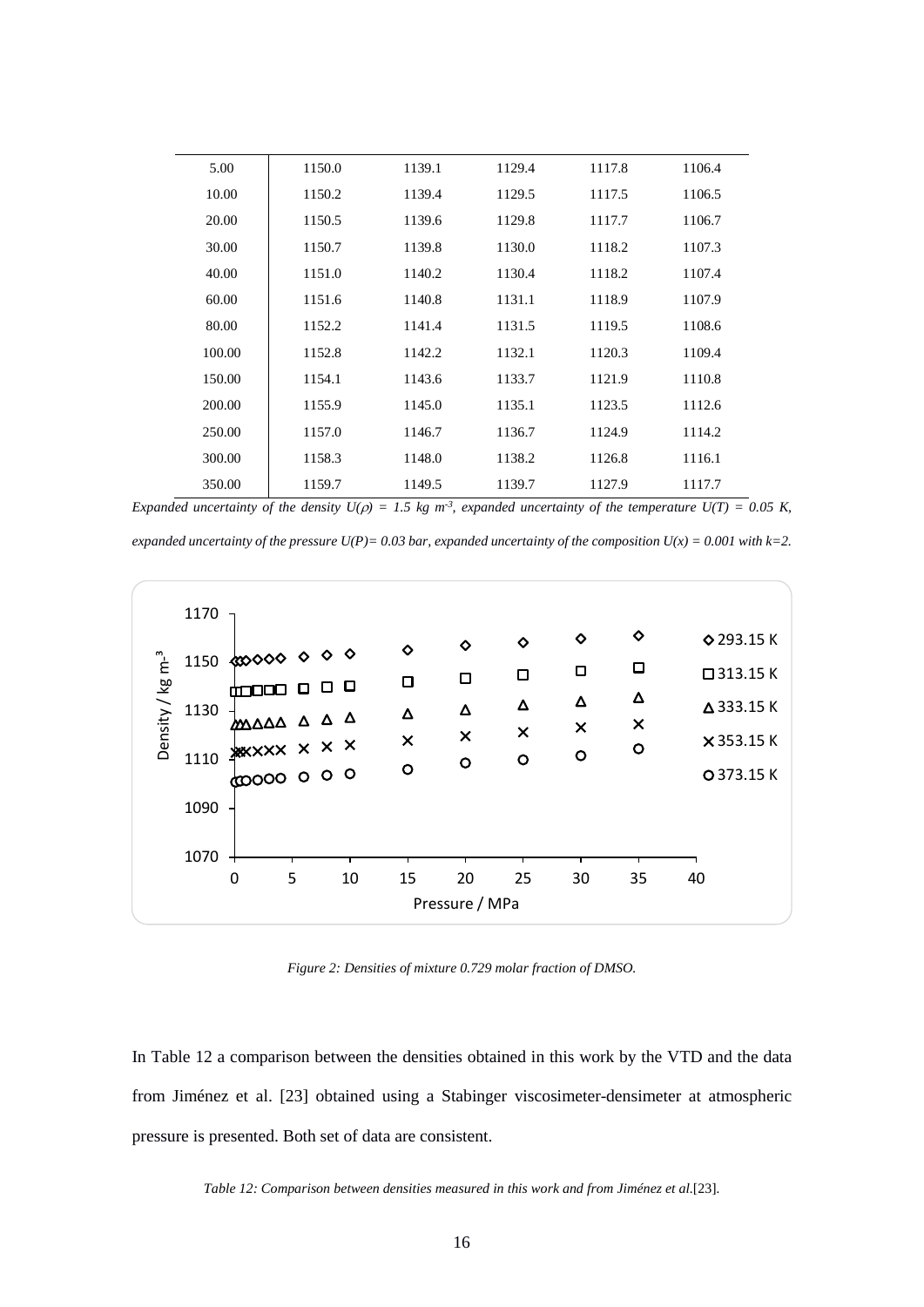| | | | | | |
|---|---|---|---|---|---|
| 5.00 | 1150.0 | 1139.1 | 1129.4 | 1117.8 | 1106.4 |
| 10.00 | 1150.2 | 1139.4 | 1129.5 | 1117.5 | 1106.5 |
| 20.00 | 1150.5 | 1139.6 | 1129.8 | 1117.7 | 1106.7 |
| 30.00 | 1150.7 | 1139.8 | 1130.0 | 1118.2 | 1107.3 |
| 40.00 | 1151.0 | 1140.2 | 1130.4 | 1118.2 | 1107.4 |
| 60.00 | 1151.6 | 1140.8 | 1131.1 | 1118.9 | 1107.9 |
| 80.00 | 1152.2 | 1141.4 | 1131.5 | 1119.5 | 1108.6 |
| 100.00 | 1152.8 | 1142.2 | 1132.1 | 1120.3 | 1109.4 |
| 150.00 | 1154.1 | 1143.6 | 1133.7 | 1121.9 | 1110.8 |
| 200.00 | 1155.9 | 1145.0 | 1135.1 | 1123.5 | 1112.6 |
| 250.00 | 1157.0 | 1146.7 | 1136.7 | 1124.9 | 1114.2 |
| 300.00 | 1158.3 | 1148.0 | 1138.2 | 1126.8 | 1116.1 |
| 350.00 | 1159.7 | 1149.5 | 1139.7 | 1127.9 | 1117.7 |

*Expanded uncertainty of the density $U(\rho)$ = 1.5 kg $m^{-3}$, expanded uncertainty of the temperature $U(T)$ = 0.05 K, expanded uncertainty of the pressure $U(P)$= 0.03 bar, expanded uncertainty of the composition $U(x)$ = 0.001 with k=2.*

*Figure 2: Densities of mixture 0.729 molar fraction of DMSO.*

In Table 12 a comparison between the densities obtained in this work by the VTD and the data from Jiménez et al. [23] obtained using a Stabinger viscosimeter-densimeter at atmospheric pressure is presented. Both set of data are consistent.

*Table 12: Comparison between densities measured in this work and from Jiménez et al.*[23].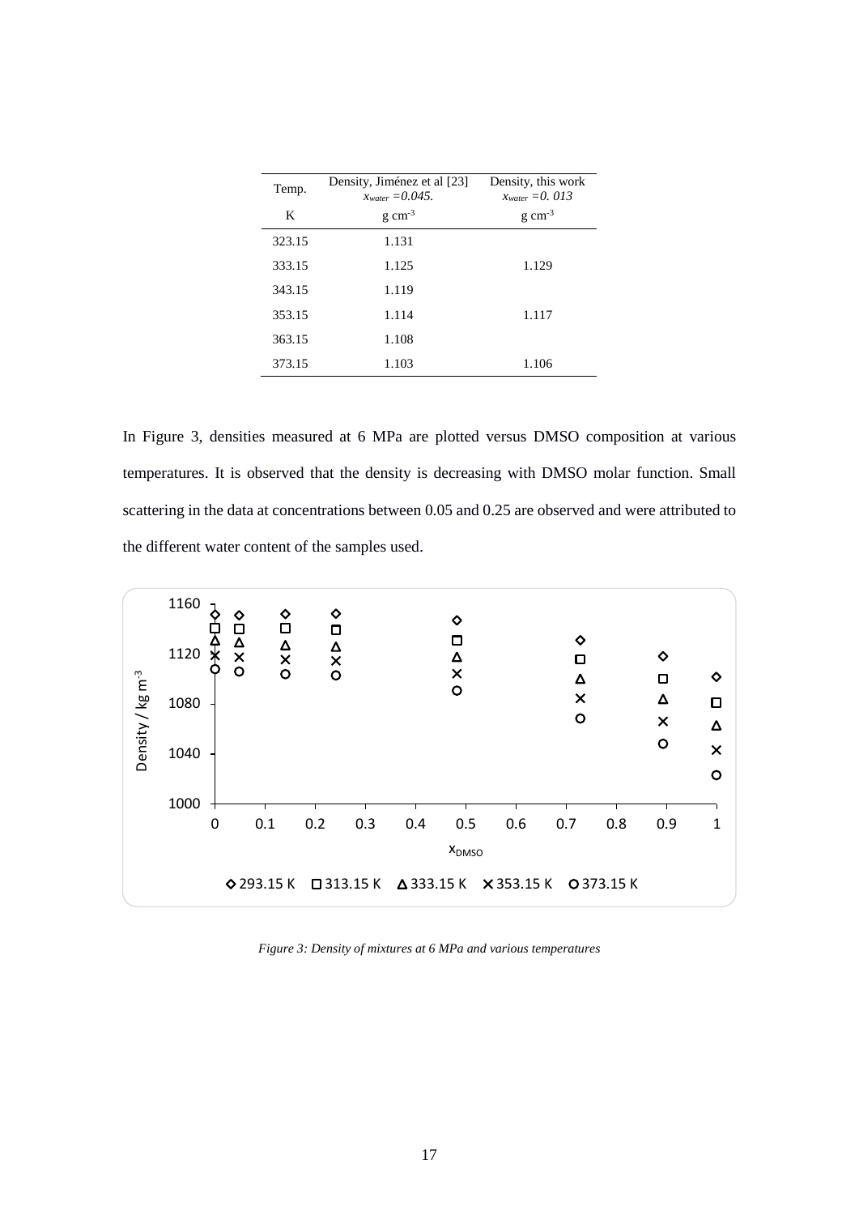| Temp. | Density, Jiménez et al [23] $x_{water} = 0.045$. | Density, this work $x_{water} = 0.013$ |
|---|---|---|
| K | g cm$^{-3}$ | g cm$^{-3}$ |
| 323.15 | 1.131 | |
| 333.15 | 1.125 | 1.129 |
| 343.15 | 1.119 | |
| 353.15 | 1.114 | 1.117 |
| 363.15 | 1.108 | |
| 373.15 | 1.103 | 1.106 |

In Figure 3, densities measured at 6 MPa are plotted versus DMSO composition at various temperatures. It is observed that the density is decreasing with DMSO molar function. Small scattering in the data at concentrations between 0.05 and 0.25 are observed and were attributed to the different water content of the samples used.

*Figure 3: Density of mixtures at 6 MPa and various temperatures*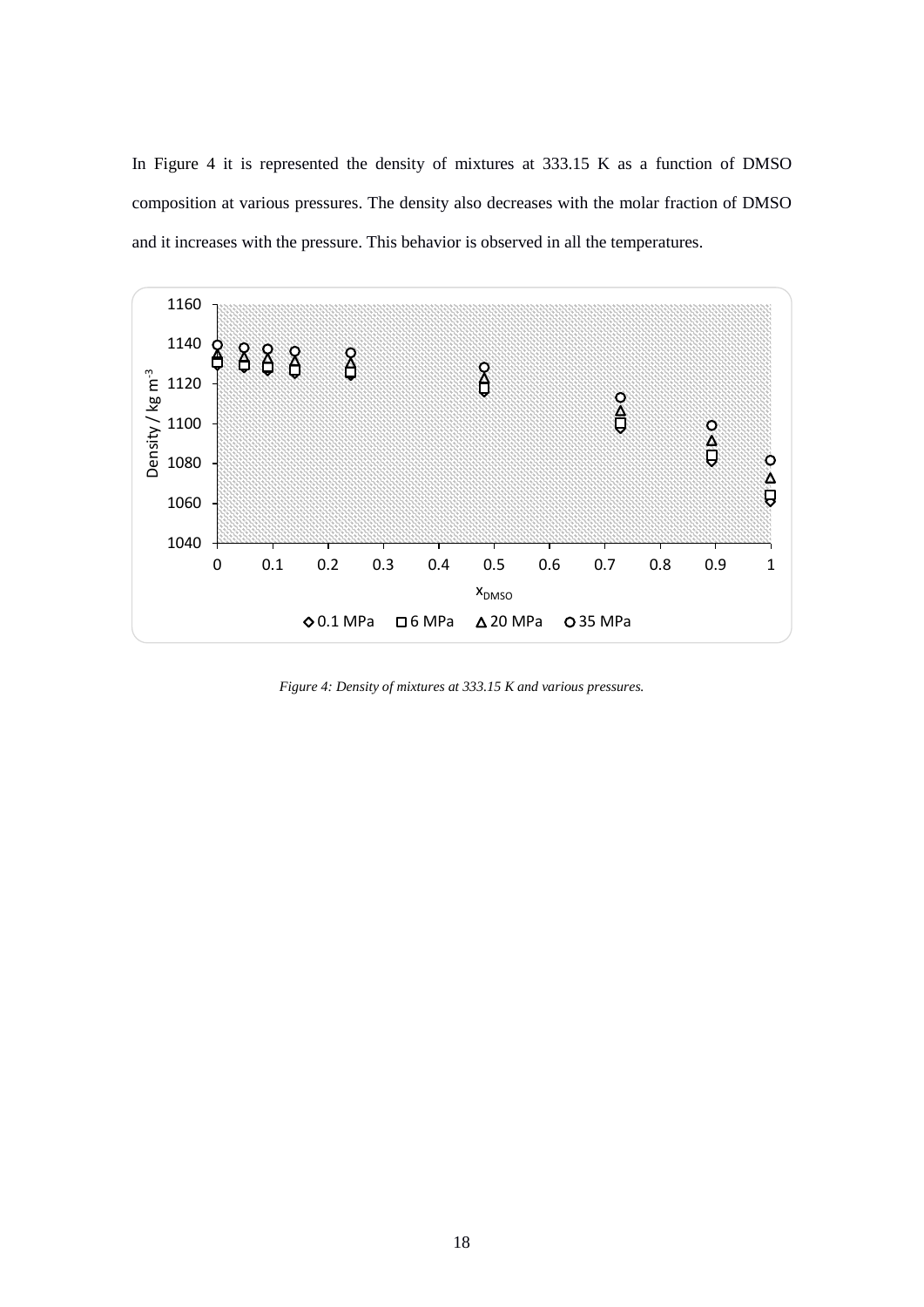In Figure 4 it is represented the density of mixtures at 333.15 K as a function of DMSO composition at various pressures. The density also decreases with the molar fraction of DMSO and it increases with the pressure. This behavior is observed in all the temperatures.

*Figure 4: Density of mixtures at 333.15 K and various pressures.*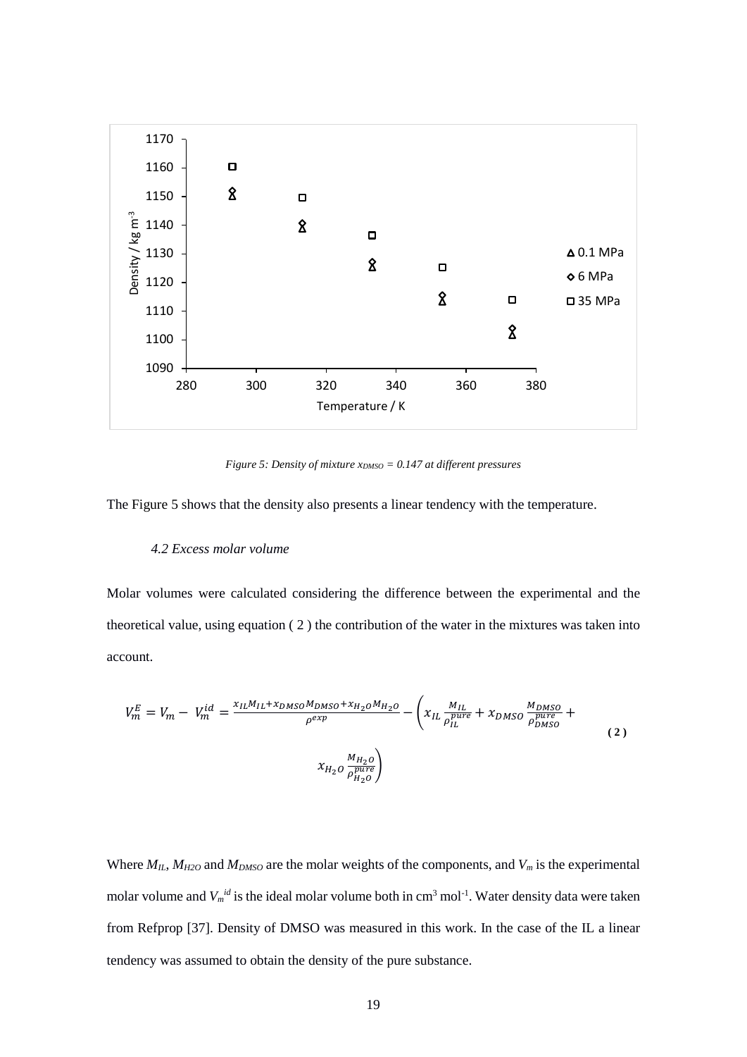Figure 5: Density of mixture $x_{DMSO}$ = 0.147 at different pressures

The Figure 5 shows that the density also presents a linear tendency with the temperature.

### *4.2 Excess molar volume*

Molar volumes were calculated considering the difference between the experimental and the theoretical value, using equation ( 2 ) the contribution of the water in the mixtures was taken into account.

$$V_m^E = V_m - V_m^{id} = \frac{x_{IL}M_{IL} + x_{DMSO}M_{DMSO} + x_{H_2O}M_{H_2O}}{\rho^{exp}} - \left( x_{IL}\frac{M_{IL}}{\rho_{IL}^{pure}} + x_{DMSO}\frac{M_{DMSO}}{\rho_{DMSO}^{pure}} + x_{H_2O}\frac{M_{H_2O}}{\rho_{H_2O}^{pure}} \right) \quad (2)$$

Where $M_{IL}$, $M_{H2O}$ and $M_{DMSO}$ are the molar weights of the components, and $V_m$ is the experimental molar volume and $V_m^{id}$ is the ideal molar volume both in $cm^3\ mol^{-1}$. Water density data were taken from Refprop [37]. Density of DMSO was measured in this work. In the case of the IL a linear tendency was assumed to obtain the density of the pure substance.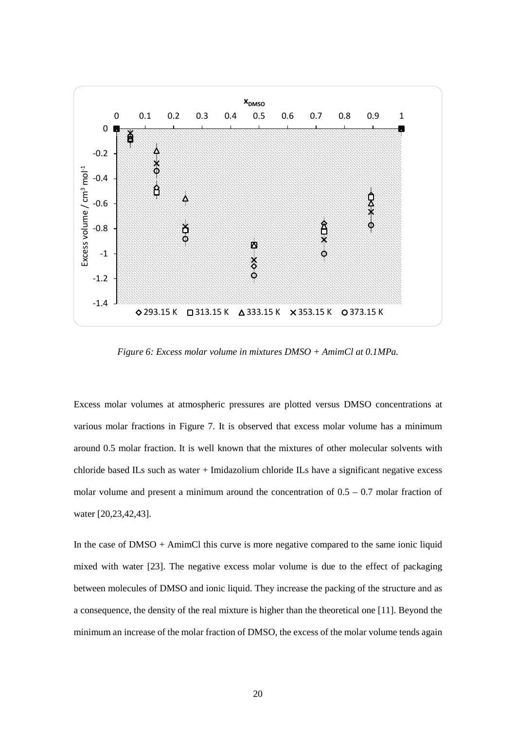*Figure 6: Excess molar volume in mixtures DMSO + AmimCl at 0.1MPa.*

Excess molar volumes at atmospheric pressures are plotted versus DMSO concentrations at various molar fractions in Figure 7. It is observed that excess molar volume has a minimum around 0.5 molar fraction. It is well known that the mixtures of other molecular solvents with chloride based ILs such as water + Imidazolium chloride ILs have a significant negative excess molar volume and present a minimum around the concentration of 0.5 – 0.7 molar fraction of water [20,23,42,43].

In the case of DMSO + AmimCl this curve is more negative compared to the same ionic liquid mixed with water [23]. The negative excess molar volume is due to the effect of packaging between molecules of DMSO and ionic liquid. They increase the packing of the structure and as a consequence, the density of the real mixture is higher than the theoretical one [11]. Beyond the minimum an increase of the molar fraction of DMSO, the excess of the molar volume tends again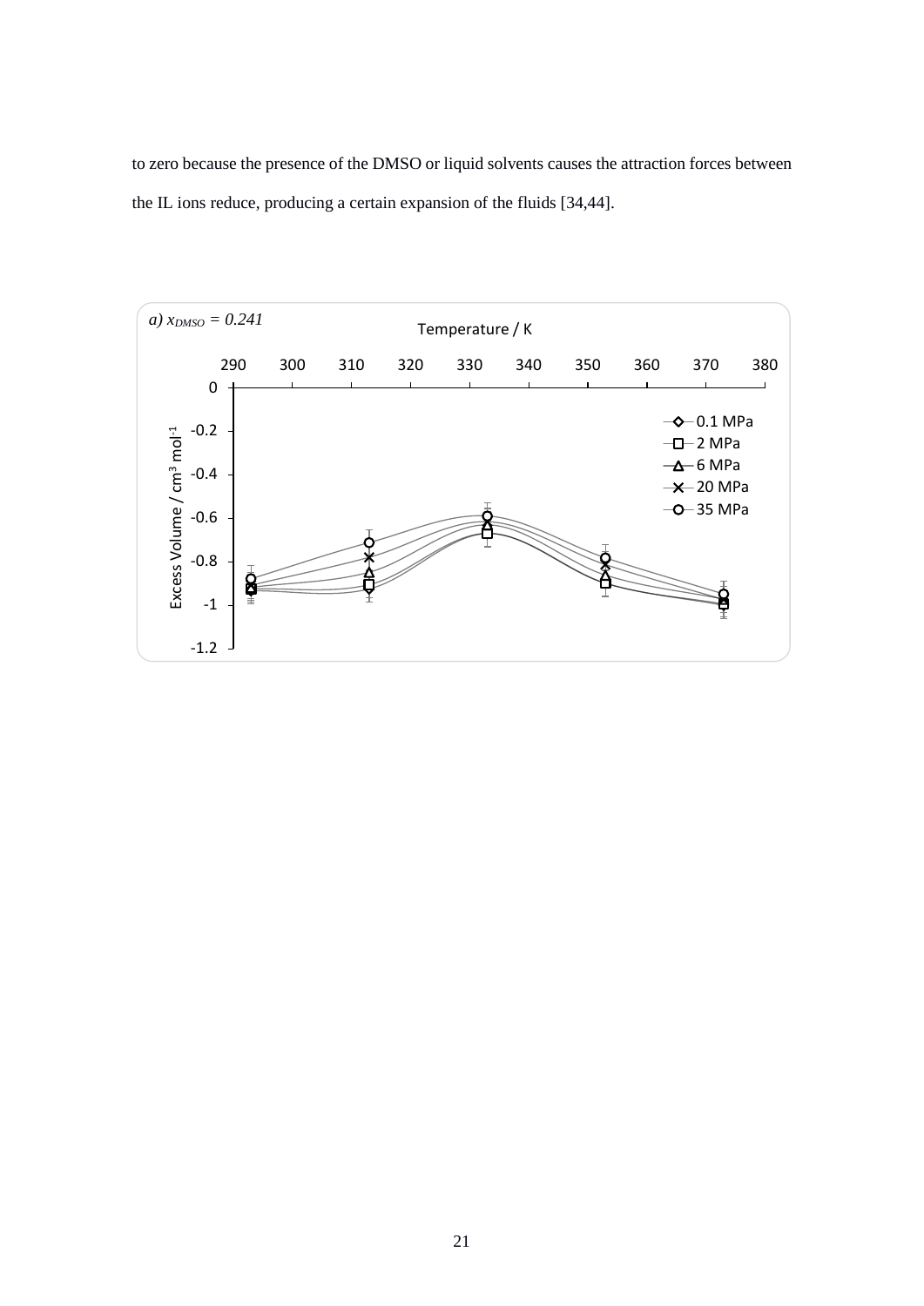to zero because the presence of the DMSO or liquid solvents causes the attraction forces between the IL ions reduce, producing a certain expansion of the fluids [34,44].

*a)* $x_{DMSO} = 0.241$

Temperature / K

Excess Volume / cm³ mol⁻¹

0.1 MPa, 2 MPa, 6 MPa, 20 MPa, 35 MPa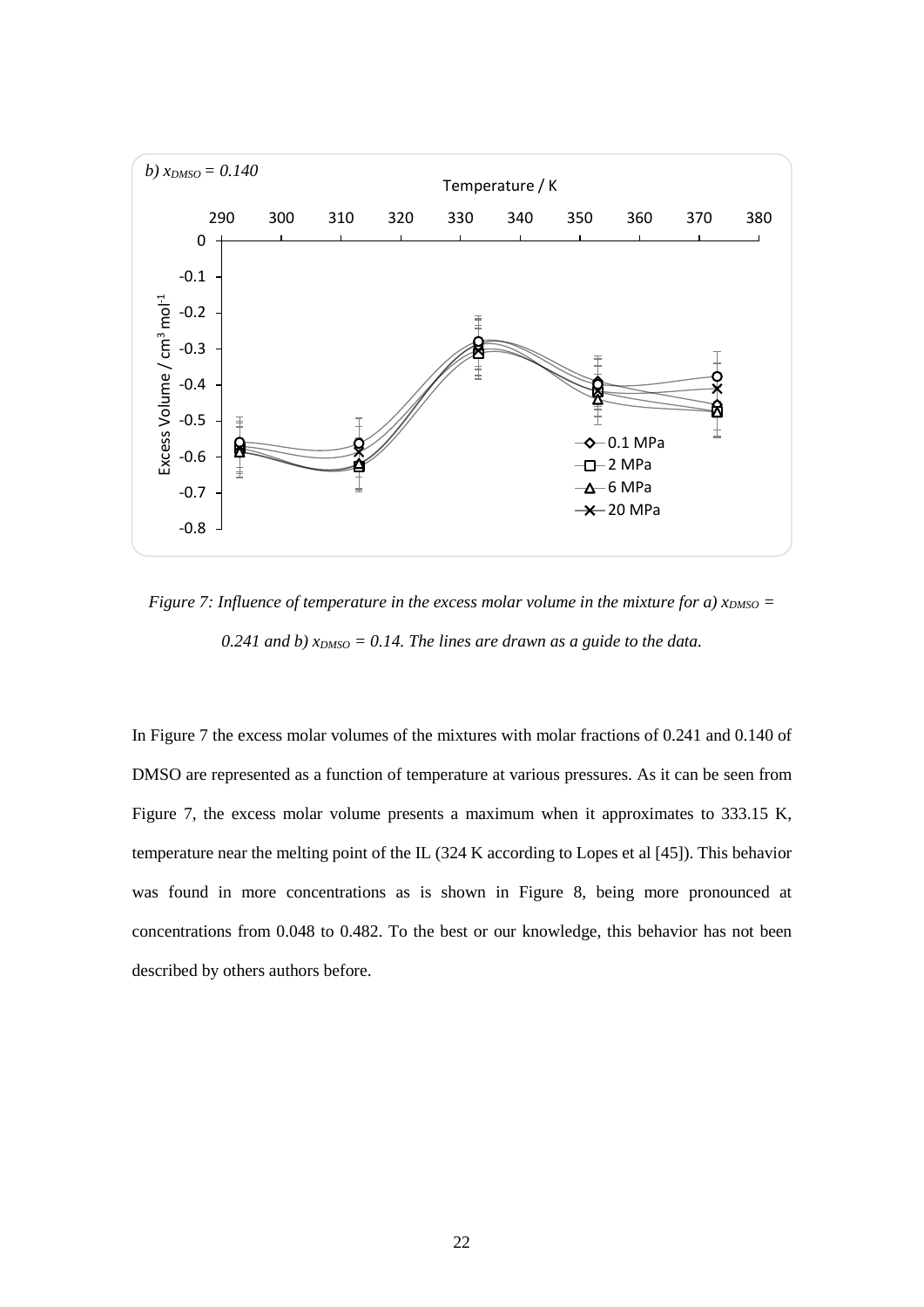*Figure 7: Influence of temperature in the excess molar volume in the mixture for a) $x_{DMSO}$ = 0.241 and b) $x_{DMSO}$ = 0.14. The lines are drawn as a guide to the data.*

In Figure 7 the excess molar volumes of the mixtures with molar fractions of 0.241 and 0.140 of DMSO are represented as a function of temperature at various pressures. As it can be seen from Figure 7, the excess molar volume presents a maximum when it approximates to 333.15 K, temperature near the melting point of the IL (324 K according to Lopes et al [45]). This behavior was found in more concentrations as is shown in Figure 8, being more pronounced at concentrations from 0.048 to 0.482. To the best or our knowledge, this behavior has not been described by others authors before.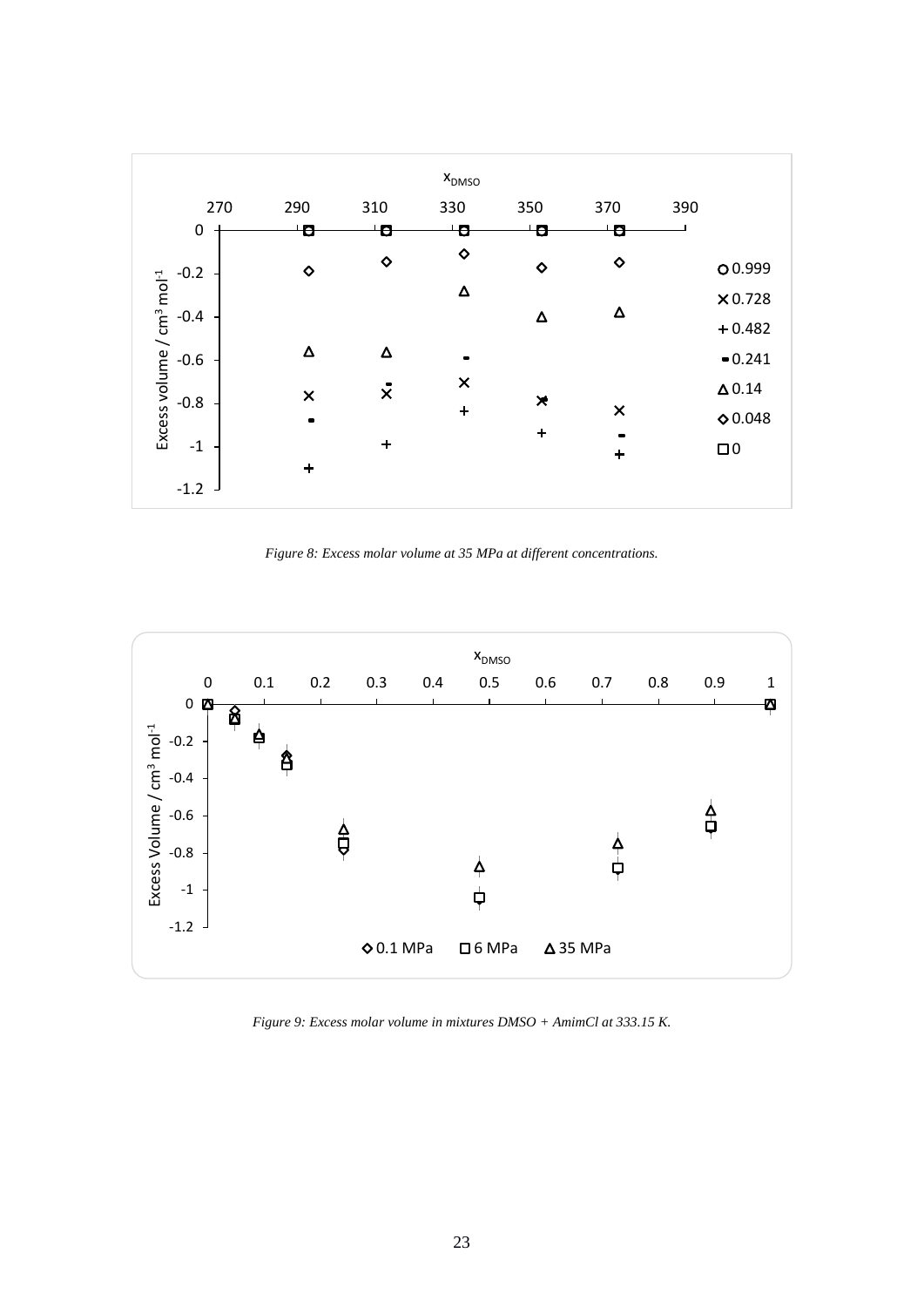*Figure 8: Excess molar volume at 35 MPa at different concentrations.*

*Figure 9: Excess molar volume in mixtures DMSO + AmimCl at 333.15 K.*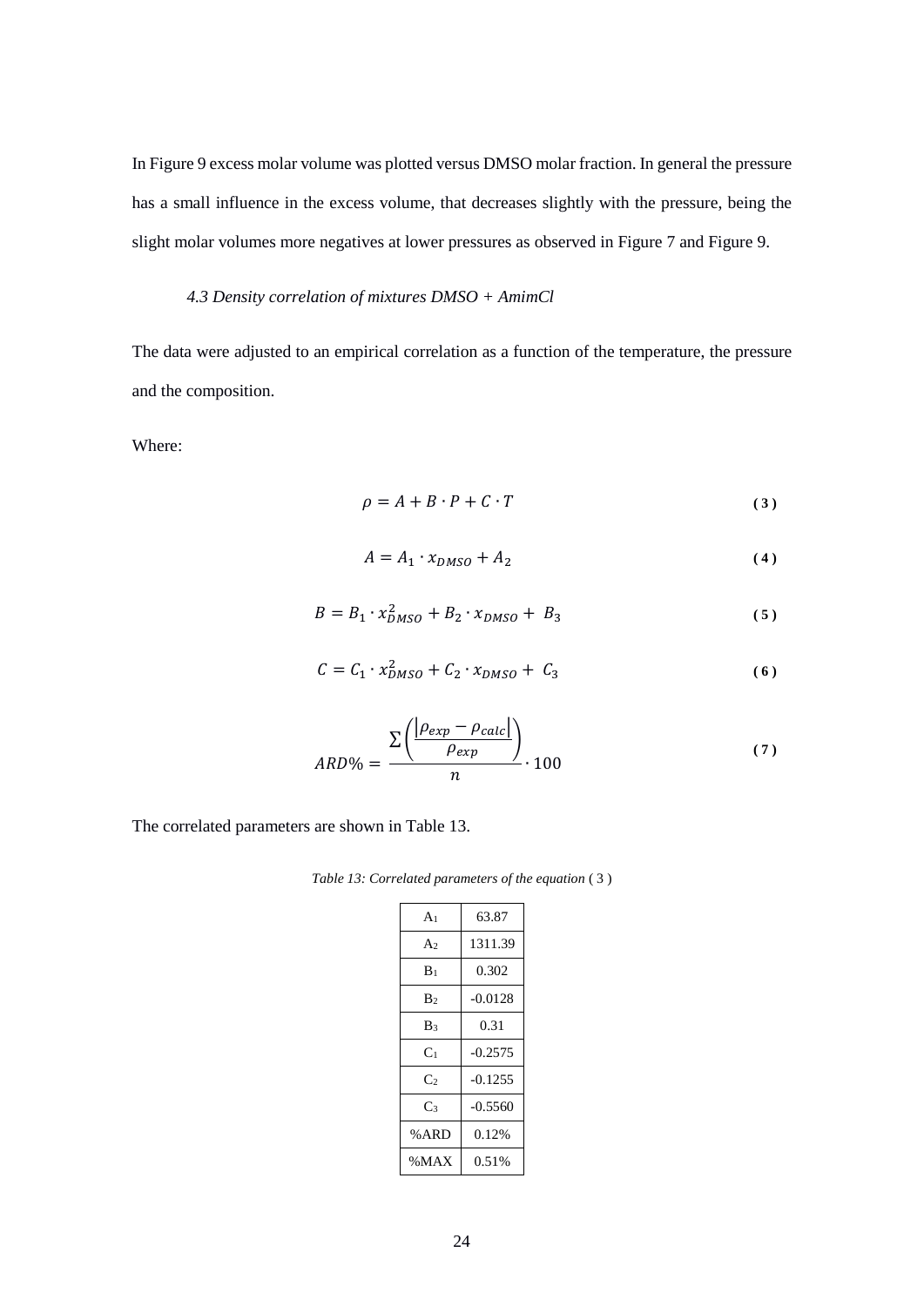In Figure 9 excess molar volume was plotted versus DMSO molar fraction. In general the pressure has a small influence in the excess volume, that decreases slightly with the pressure, being the slight molar volumes more negatives at lower pressures as observed in Figure 7 and Figure 9.

### *4.3 Density correlation of mixtures DMSO + AmimCl*

The data were adjusted to an empirical correlation as a function of the temperature, the pressure and the composition.

Where:

$$\rho = A + B \cdot P + C \cdot T \tag{3}$$

$$A = A_1 \cdot x_{DMSO} + A_2 \tag{4}$$

$$B = B_1 \cdot x_{DMSO}^2 + B_2 \cdot x_{DMSO} + B_3 \tag{5}$$

$$C = C_1 \cdot x_{DMSO}^2 + C_2 \cdot x_{DMSO} + C_3 \tag{6}$$

$$ARD\% = \frac{\sum \left( \frac{\left| \rho_{exp} - \rho_{calc} \right|}{\rho_{exp}} \right)}{n} \cdot 100 \tag{7}$$

The correlated parameters are shown in Table 13.

*Table 13: Correlated parameters of the equation* ( 3 )

| | |
|---|---|
| $A_1$ | 63.87 |
| $A_2$ | 1311.39 |
| $B_1$ | 0.302 |
| $B_2$ | -0.0128 |
| $B_3$ | 0.31 |
| $C_1$ | -0.2575 |
| $C_2$ | -0.1255 |
| $C_3$ | -0.5560 |
| %ARD | 0.12% |
| %MAX | 0.51% |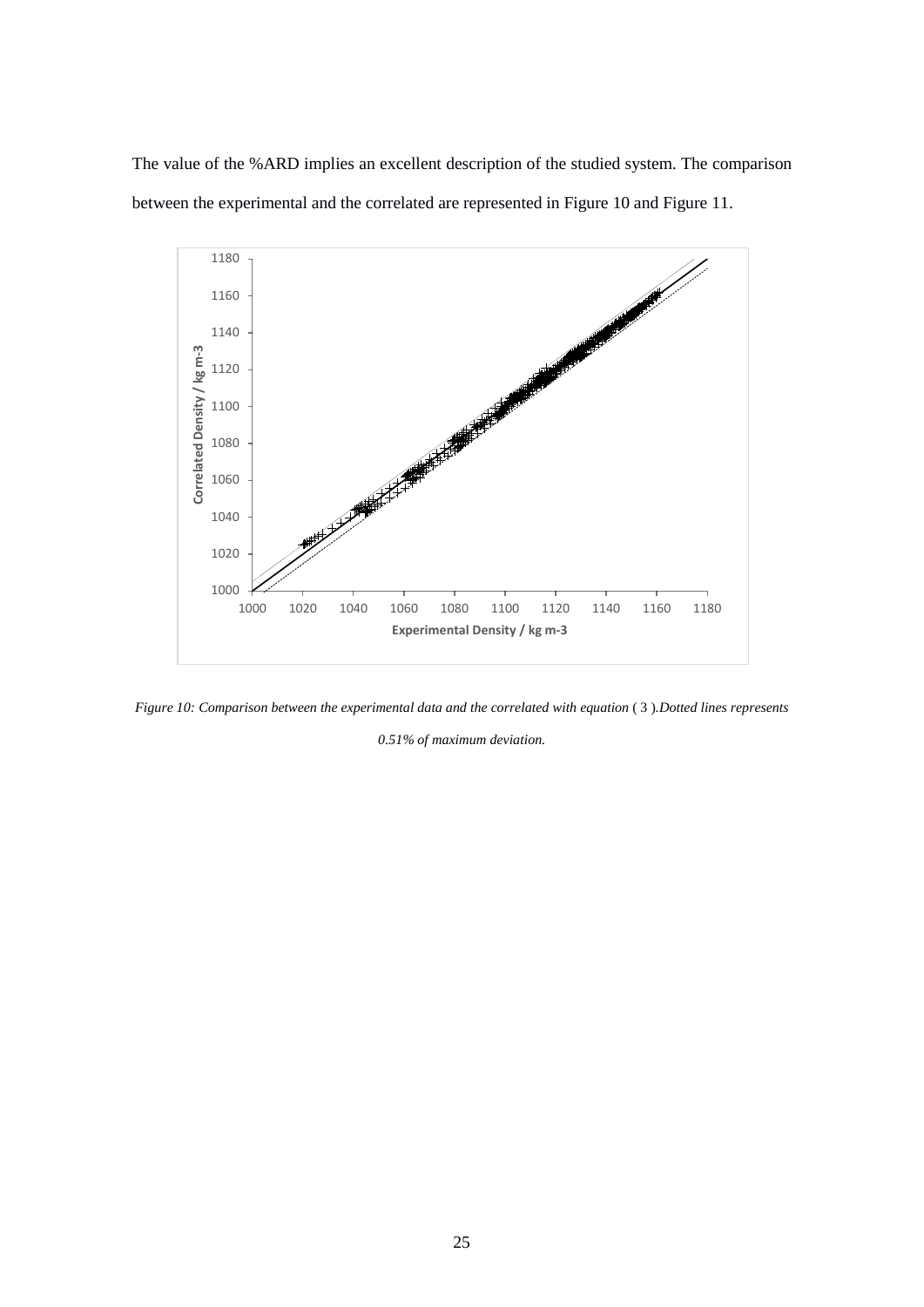The value of the %ARD implies an excellent description of the studied system. The comparison between the experimental and the correlated are represented in Figure 10 and Figure 11.

*Figure 10: Comparison between the experimental data and the correlated with equation ( 3 ).Dotted lines represents 0.51% of maximum deviation.*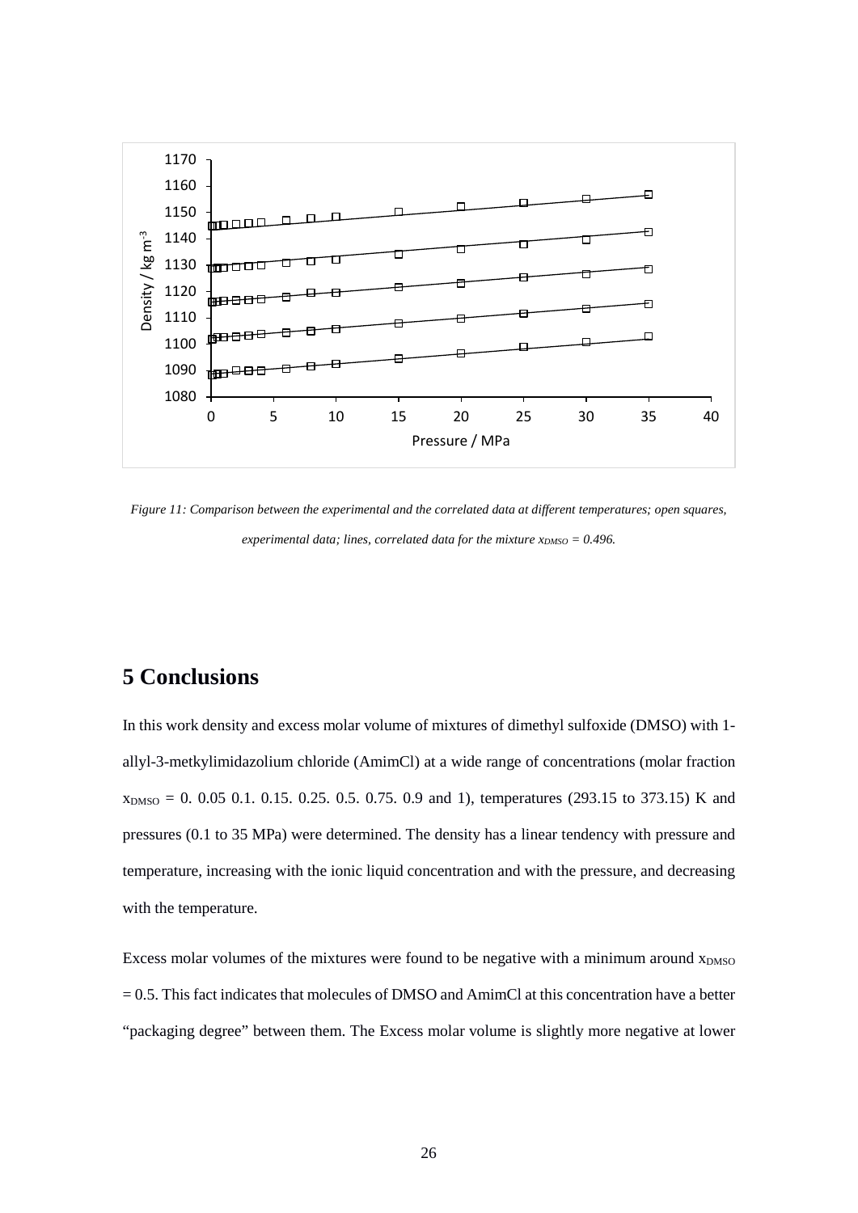*Figure 11: Comparison between the experimental and the correlated data at different temperatures; open squares, experimental data; lines, correlated data for the mixture $x_{DMSO} = 0.496$.*

# 5 Conclusions

In this work density and excess molar volume of mixtures of dimethyl sulfoxide (DMSO) with 1-allyl-3-metkylimidazolium chloride (AmimCl) at a wide range of concentrations (molar fraction $x_{DMSO}$ = 0. 0.05 0.1. 0.15. 0.25. 0.5. 0.75. 0.9 and 1), temperatures (293.15 to 373.15) K and pressures (0.1 to 35 MPa) were determined. The density has a linear tendency with pressure and temperature, increasing with the ionic liquid concentration and with the pressure, and decreasing with the temperature.

Excess molar volumes of the mixtures were found to be negative with a minimum around $x_{DMSO}$ = 0.5. This fact indicates that molecules of DMSO and AmimCl at this concentration have a better "packaging degree" between them. The Excess molar volume is slightly more negative at lower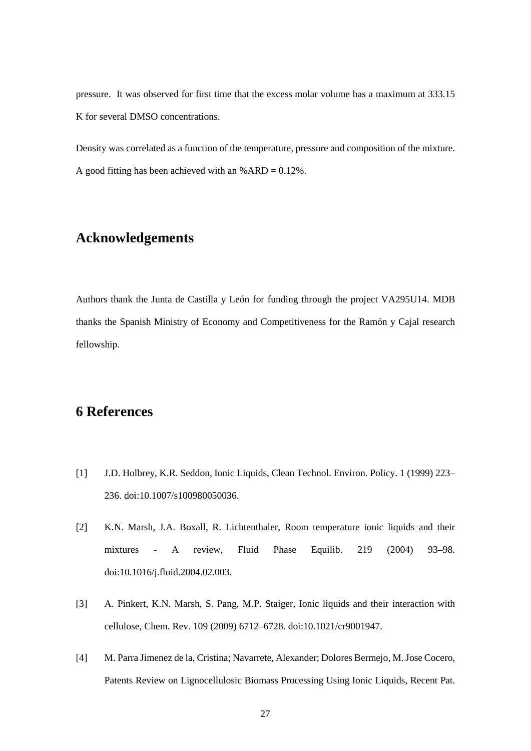pressure. It was observed for first time that the excess molar volume has a maximum at 333.15 K for several DMSO concentrations.

Density was correlated as a function of the temperature, pressure and composition of the mixture. A good fitting has been achieved with an %ARD = 0.12%.

## Acknowledgements

Authors thank the Junta de Castilla y León for funding through the project VA295U14. MDB thanks the Spanish Ministry of Economy and Competitiveness for the Ramón y Cajal research fellowship.

## 6 References

[1] J.D. Holbrey, K.R. Seddon, Ionic Liquids, Clean Technol. Environ. Policy. 1 (1999) 223–236. doi:10.1007/s100980050036.

[2] K.N. Marsh, J.A. Boxall, R. Lichtenthaler, Room temperature ionic liquids and their mixtures - A review, Fluid Phase Equilib. 219 (2004) 93–98. doi:10.1016/j.fluid.2004.02.003.

[3] A. Pinkert, K.N. Marsh, S. Pang, M.P. Staiger, Ionic liquids and their interaction with cellulose, Chem. Rev. 109 (2009) 6712–6728. doi:10.1021/cr9001947.

[4] M. Parra Jimenez de la, Cristina; Navarrete, Alexander; Dolores Bermejo, M. Jose Cocero, Patents Review on Lignocellulosic Biomass Processing Using Ionic Liquids, Recent Pat.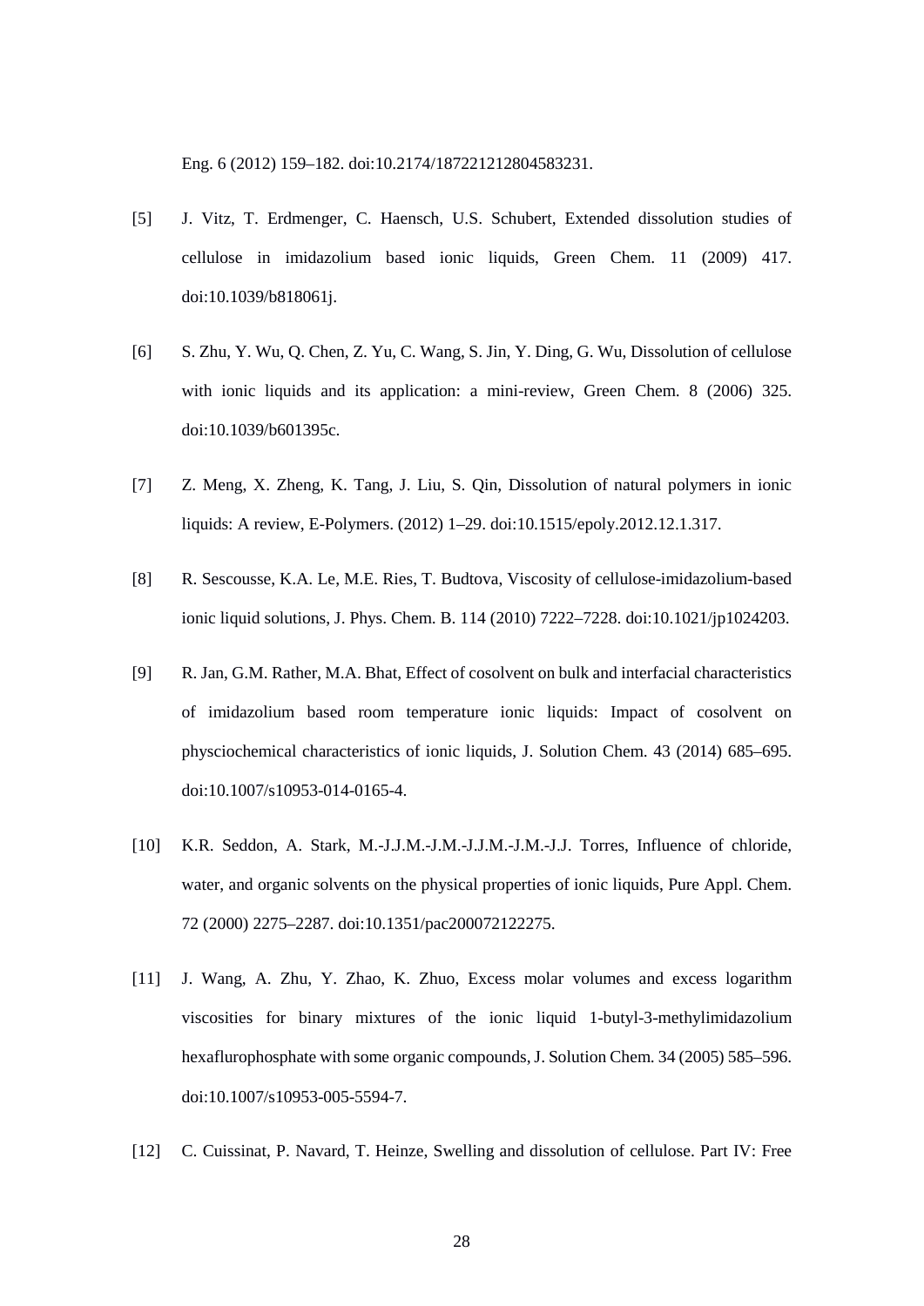Eng. 6 (2012) 159–182. doi:10.2174/187221212804583231.

[5] J. Vitz, T. Erdmenger, C. Haensch, U.S. Schubert, Extended dissolution studies of cellulose in imidazolium based ionic liquids, Green Chem. 11 (2009) 417. doi:10.1039/b818061j.

[6] S. Zhu, Y. Wu, Q. Chen, Z. Yu, C. Wang, S. Jin, Y. Ding, G. Wu, Dissolution of cellulose with ionic liquids and its application: a mini-review, Green Chem. 8 (2006) 325. doi:10.1039/b601395c.

[7] Z. Meng, X. Zheng, K. Tang, J. Liu, S. Qin, Dissolution of natural polymers in ionic liquids: A review, E-Polymers. (2012) 1–29. doi:10.1515/epoly.2012.12.1.317.

[8] R. Sescousse, K.A. Le, M.E. Ries, T. Budtova, Viscosity of cellulose-imidazolium-based ionic liquid solutions, J. Phys. Chem. B. 114 (2010) 7222–7228. doi:10.1021/jp1024203.

[9] R. Jan, G.M. Rather, M.A. Bhat, Effect of cosolvent on bulk and interfacial characteristics of imidazolium based room temperature ionic liquids: Impact of cosolvent on physciochemical characteristics of ionic liquids, J. Solution Chem. 43 (2014) 685–695. doi:10.1007/s10953-014-0165-4.

[10] K.R. Seddon, A. Stark, M.-J.J.M.-J.M.-J.J.M.-J.M.-J.J. Torres, Influence of chloride, water, and organic solvents on the physical properties of ionic liquids, Pure Appl. Chem. 72 (2000) 2275–2287. doi:10.1351/pac200072122275.

[11] J. Wang, A. Zhu, Y. Zhao, K. Zhuo, Excess molar volumes and excess logarithm viscosities for binary mixtures of the ionic liquid 1-butyl-3-methylimidazolium hexaflurophosphate with some organic compounds, J. Solution Chem. 34 (2005) 585–596. doi:10.1007/s10953-005-5594-7.

[12] C. Cuissinat, P. Navard, T. Heinze, Swelling and dissolution of cellulose. Part IV: Free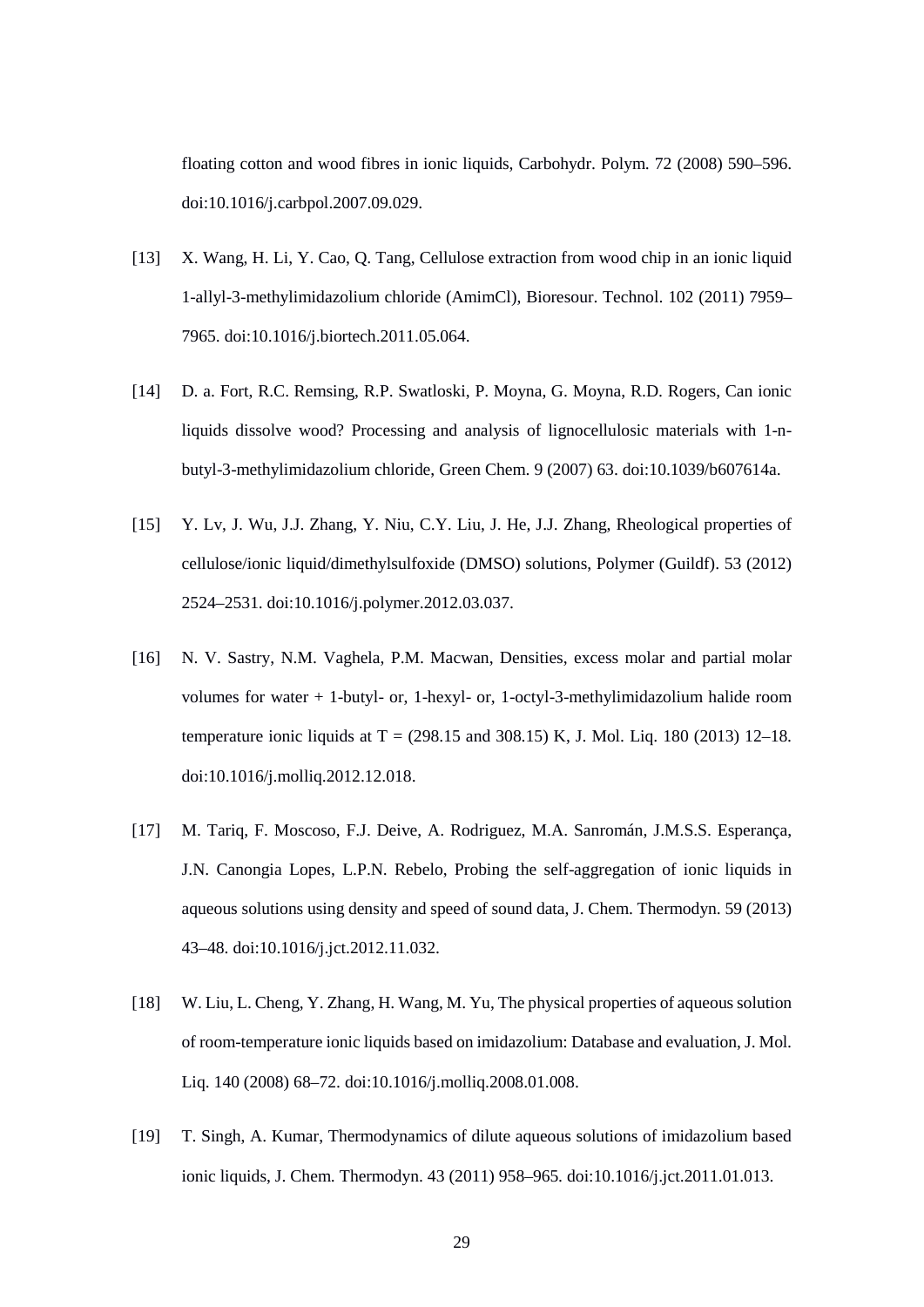floating cotton and wood fibres in ionic liquids, Carbohydr. Polym. 72 (2008) 590–596. doi:10.1016/j.carbpol.2007.09.029.

[13] X. Wang, H. Li, Y. Cao, Q. Tang, Cellulose extraction from wood chip in an ionic liquid 1-allyl-3-methylimidazolium chloride (AmimCl), Bioresour. Technol. 102 (2011) 7959–7965. doi:10.1016/j.biortech.2011.05.064.

[14] D. a. Fort, R.C. Remsing, R.P. Swatloski, P. Moyna, G. Moyna, R.D. Rogers, Can ionic liquids dissolve wood? Processing and analysis of lignocellulosic materials with 1-n-butyl-3-methylimidazolium chloride, Green Chem. 9 (2007) 63. doi:10.1039/b607614a.

[15] Y. Lv, J. Wu, J.J. Zhang, Y. Niu, C.Y. Liu, J. He, J.J. Zhang, Rheological properties of cellulose/ionic liquid/dimethylsulfoxide (DMSO) solutions, Polymer (Guildf). 53 (2012) 2524–2531. doi:10.1016/j.polymer.2012.03.037.

[16] N. V. Sastry, N.M. Vaghela, P.M. Macwan, Densities, excess molar and partial molar volumes for water + 1-butyl- or, 1-hexyl- or, 1-octyl-3-methylimidazolium halide room temperature ionic liquids at T = (298.15 and 308.15) K, J. Mol. Liq. 180 (2013) 12–18. doi:10.1016/j.molliq.2012.12.018.

[17] M. Tariq, F. Moscoso, F.J. Deive, A. Rodriguez, M.A. Sanromán, J.M.S.S. Esperança, J.N. Canongia Lopes, L.P.N. Rebelo, Probing the self-aggregation of ionic liquids in aqueous solutions using density and speed of sound data, J. Chem. Thermodyn. 59 (2013) 43–48. doi:10.1016/j.jct.2012.11.032.

[18] W. Liu, L. Cheng, Y. Zhang, H. Wang, M. Yu, The physical properties of aqueous solution of room-temperature ionic liquids based on imidazolium: Database and evaluation, J. Mol. Liq. 140 (2008) 68–72. doi:10.1016/j.molliq.2008.01.008.

[19] T. Singh, A. Kumar, Thermodynamics of dilute aqueous solutions of imidazolium based ionic liquids, J. Chem. Thermodyn. 43 (2011) 958–965. doi:10.1016/j.jct.2011.01.013.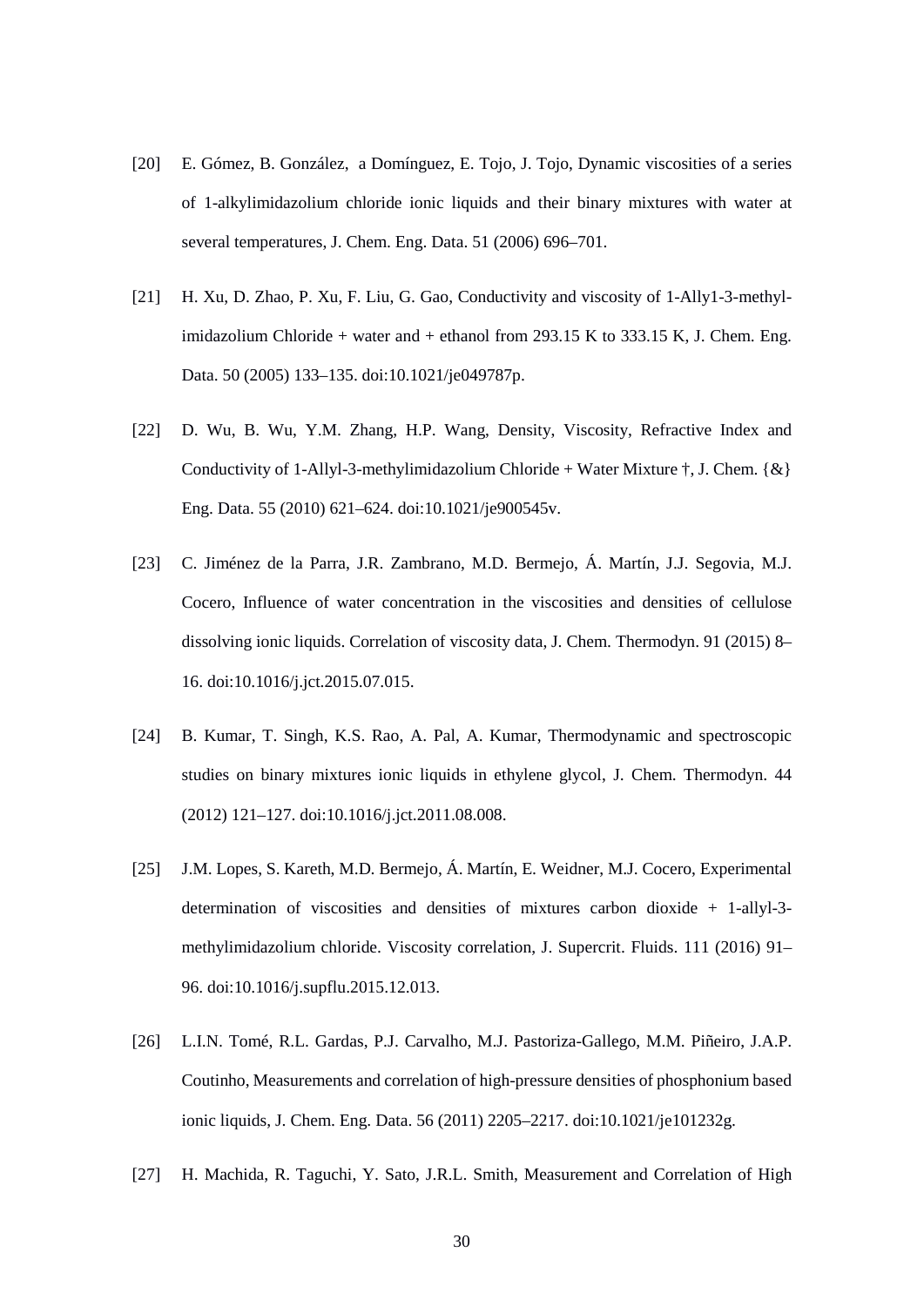[20] E. Gómez, B. González, a Domínguez, E. Tojo, J. Tojo, Dynamic viscosities of a series of 1-alkylimidazolium chloride ionic liquids and their binary mixtures with water at several temperatures, J. Chem. Eng. Data. 51 (2006) 696–701.

[21] H. Xu, D. Zhao, P. Xu, F. Liu, G. Gao, Conductivity and viscosity of 1-Ally1-3-methyl-imidazolium Chloride + water and + ethanol from 293.15 K to 333.15 K, J. Chem. Eng. Data. 50 (2005) 133–135. doi:10.1021/je049787p.

[22] D. Wu, B. Wu, Y.M. Zhang, H.P. Wang, Density, Viscosity, Refractive Index and Conductivity of 1-Allyl-3-methylimidazolium Chloride + Water Mixture †, J. Chem. {&} Eng. Data. 55 (2010) 621–624. doi:10.1021/je900545v.

[23] C. Jiménez de la Parra, J.R. Zambrano, M.D. Bermejo, Á. Martín, J.J. Segovia, M.J. Cocero, Influence of water concentration in the viscosities and densities of cellulose dissolving ionic liquids. Correlation of viscosity data, J. Chem. Thermodyn. 91 (2015) 8–16. doi:10.1016/j.jct.2015.07.015.

[24] B. Kumar, T. Singh, K.S. Rao, A. Pal, A. Kumar, Thermodynamic and spectroscopic studies on binary mixtures ionic liquids in ethylene glycol, J. Chem. Thermodyn. 44 (2012) 121–127. doi:10.1016/j.jct.2011.08.008.

[25] J.M. Lopes, S. Kareth, M.D. Bermejo, Á. Martín, E. Weidner, M.J. Cocero, Experimental determination of viscosities and densities of mixtures carbon dioxide + 1-allyl-3-methylimidazolium chloride. Viscosity correlation, J. Supercrit. Fluids. 111 (2016) 91–96. doi:10.1016/j.supflu.2015.12.013.

[26] L.I.N. Tomé, R.L. Gardas, P.J. Carvalho, M.J. Pastoriza-Gallego, M.M. Piñeiro, J.A.P. Coutinho, Measurements and correlation of high-pressure densities of phosphonium based ionic liquids, J. Chem. Eng. Data. 56 (2011) 2205–2217. doi:10.1021/je101232g.

[27] H. Machida, R. Taguchi, Y. Sato, J.R.L. Smith, Measurement and Correlation of High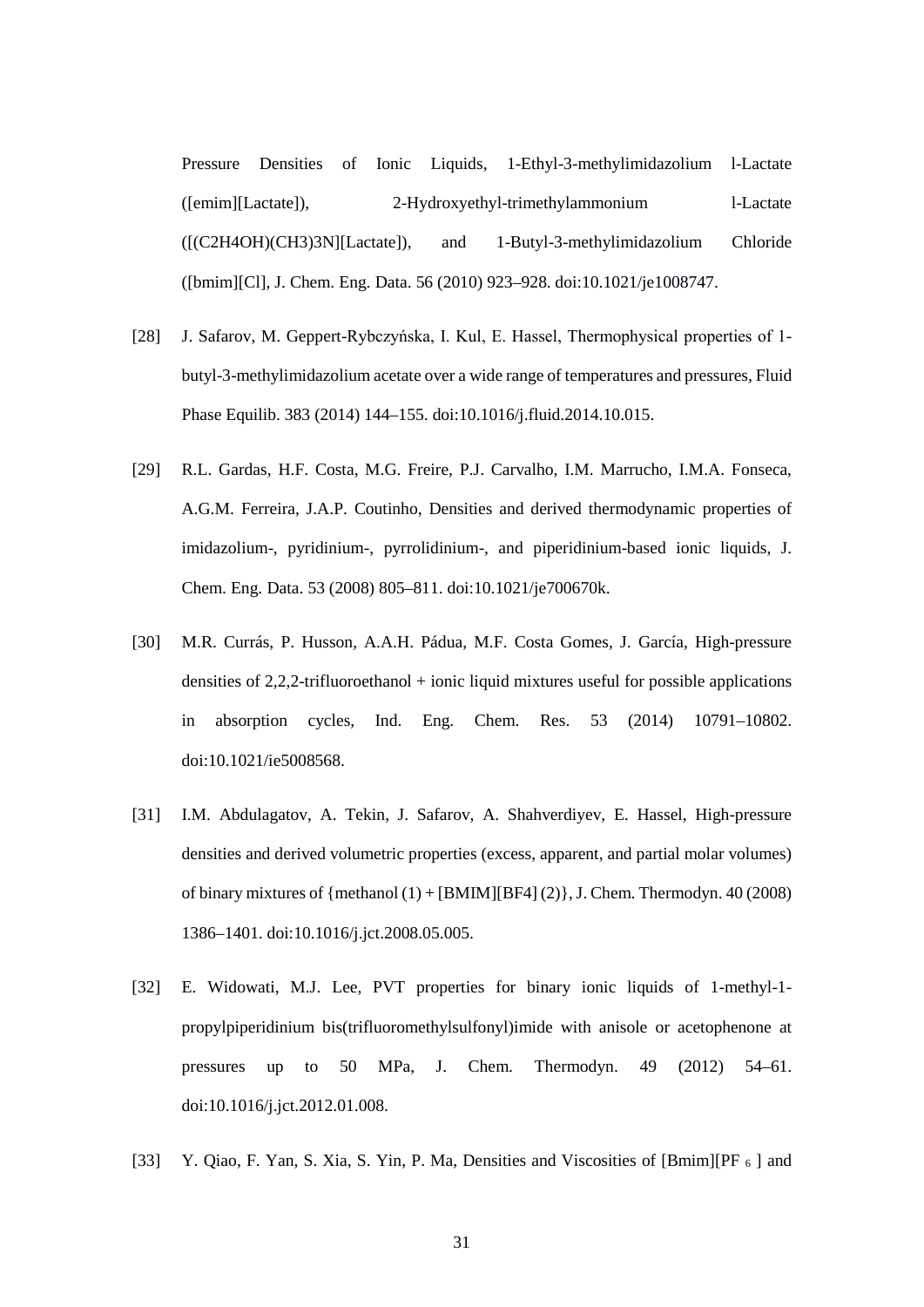Pressure Densities of Ionic Liquids, 1-Ethyl-3-methylimidazolium l-Lactate ([emim][Lactate]), 2-Hydroxyethyl-trimethylammonium l-Lactate ([(C2H4OH)(CH3)3N][Lactate]), and 1-Butyl-3-methylimidazolium Chloride ([bmim][Cl], J. Chem. Eng. Data. 56 (2010) 923–928. doi:10.1021/je1008747.

[28] J. Safarov, M. Geppert-Rybczyńska, I. Kul, E. Hassel, Thermophysical properties of 1-butyl-3-methylimidazolium acetate over a wide range of temperatures and pressures, Fluid Phase Equilib. 383 (2014) 144–155. doi:10.1016/j.fluid.2014.10.015.

[29] R.L. Gardas, H.F. Costa, M.G. Freire, P.J. Carvalho, I.M. Marrucho, I.M.A. Fonseca, A.G.M. Ferreira, J.A.P. Coutinho, Densities and derived thermodynamic properties of imidazolium-, pyridinium-, pyrrolidinium-, and piperidinium-based ionic liquids, J. Chem. Eng. Data. 53 (2008) 805–811. doi:10.1021/je700670k.

[30] M.R. Currás, P. Husson, A.A.H. Pádua, M.F. Costa Gomes, J. García, High-pressure densities of 2,2,2-trifluoroethanol + ionic liquid mixtures useful for possible applications in absorption cycles, Ind. Eng. Chem. Res. 53 (2014) 10791–10802. doi:10.1021/ie5008568.

[31] I.M. Abdulagatov, A. Tekin, J. Safarov, A. Shahverdiyev, E. Hassel, High-pressure densities and derived volumetric properties (excess, apparent, and partial molar volumes) of binary mixtures of {methanol (1) + [BMIM][BF4] (2)}, J. Chem. Thermodyn. 40 (2008) 1386–1401. doi:10.1016/j.jct.2008.05.005.

[32] E. Widowati, M.J. Lee, PVT properties for binary ionic liquids of 1-methyl-1-propylpiperidinium bis(trifluoromethylsulfonyl)imide with anisole or acetophenone at pressures up to 50 MPa, J. Chem. Thermodyn. 49 (2012) 54–61. doi:10.1016/j.jct.2012.01.008.

[33] Y. Qiao, F. Yan, S. Xia, S. Yin, P. Ma, Densities and Viscosities of [Bmim][PF $_6$ ] and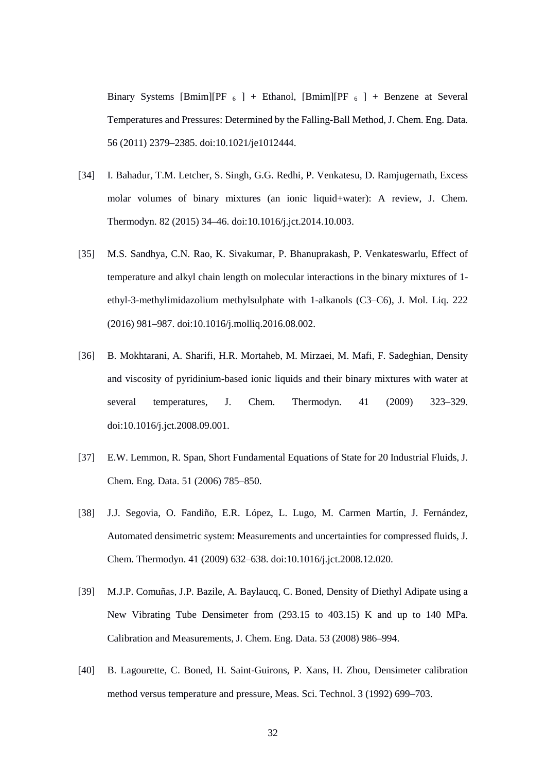Binary Systems [Bmim][$PF_6$] + Ethanol, [Bmim][$PF_6$] + Benzene at Several Temperatures and Pressures: Determined by the Falling-Ball Method, J. Chem. Eng. Data. 56 (2011) 2379–2385. doi:10.1021/je1012444.

[34] I. Bahadur, T.M. Letcher, S. Singh, G.G. Redhi, P. Venkatesu, D. Ramjugernath, Excess molar volumes of binary mixtures (an ionic liquid+water): A review, J. Chem. Thermodyn. 82 (2015) 34–46. doi:10.1016/j.jct.2014.10.003.

[35] M.S. Sandhya, C.N. Rao, K. Sivakumar, P. Bhanuprakash, P. Venkateswarlu, Effect of temperature and alkyl chain length on molecular interactions in the binary mixtures of 1-ethyl-3-methylimidazolium methylsulphate with 1-alkanols (C3–C6), J. Mol. Liq. 222 (2016) 981–987. doi:10.1016/j.molliq.2016.08.002.

[36] B. Mokhtarani, A. Sharifi, H.R. Mortaheb, M. Mirzaei, M. Mafi, F. Sadeghian, Density and viscosity of pyridinium-based ionic liquids and their binary mixtures with water at several temperatures, J. Chem. Thermodyn. 41 (2009) 323–329. doi:10.1016/j.jct.2008.09.001.

[37] E.W. Lemmon, R. Span, Short Fundamental Equations of State for 20 Industrial Fluids, J. Chem. Eng. Data. 51 (2006) 785–850.

[38] J.J. Segovia, O. Fandiño, E.R. López, L. Lugo, M. Carmen Martín, J. Fernández, Automated densimetric system: Measurements and uncertainties for compressed fluids, J. Chem. Thermodyn. 41 (2009) 632–638. doi:10.1016/j.jct.2008.12.020.

[39] M.J.P. Comuñas, J.P. Bazile, A. Baylaucq, C. Boned, Density of Diethyl Adipate using a New Vibrating Tube Densimeter from (293.15 to 403.15) K and up to 140 MPa. Calibration and Measurements, J. Chem. Eng. Data. 53 (2008) 986–994.

[40] B. Lagourette, C. Boned, H. Saint-Guirons, P. Xans, H. Zhou, Densimeter calibration method versus temperature and pressure, Meas. Sci. Technol. 3 (1992) 699–703.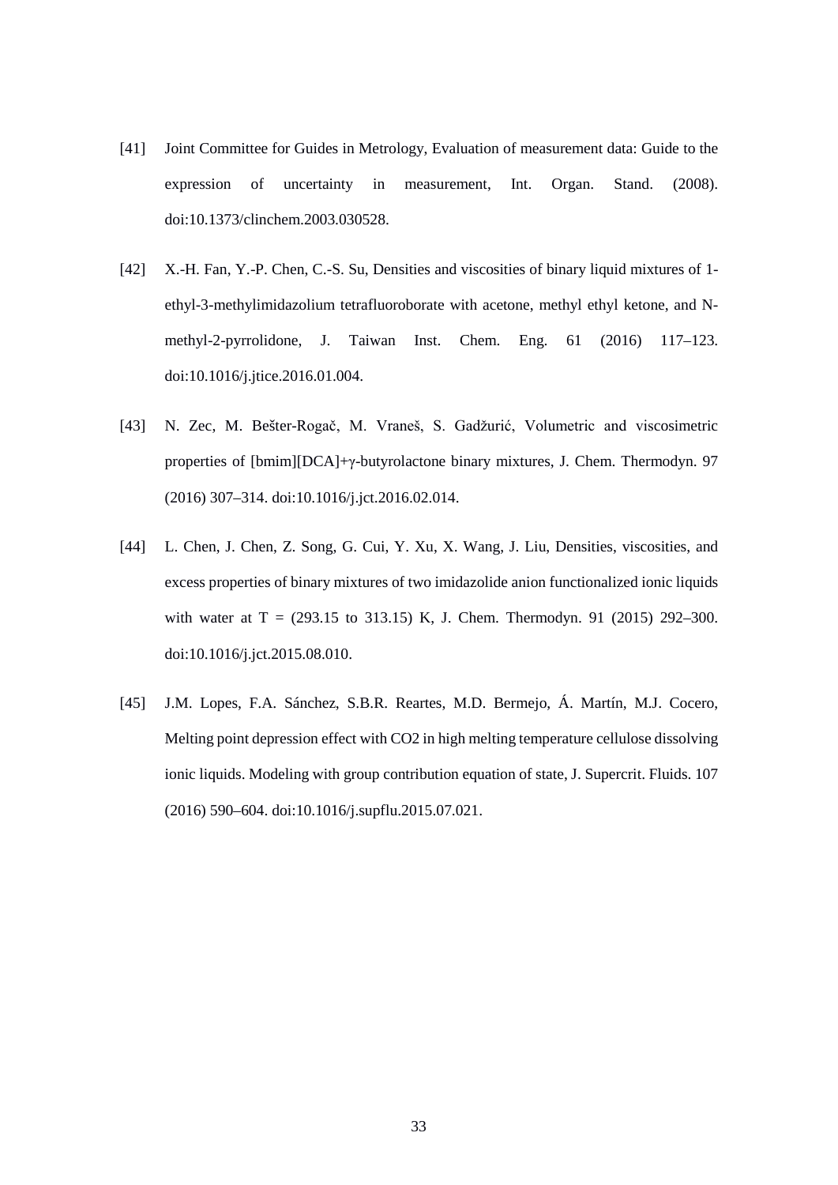[41] Joint Committee for Guides in Metrology, Evaluation of measurement data: Guide to the expression of uncertainty in measurement, Int. Organ. Stand. (2008). doi:10.1373/clinchem.2003.030528.

[42] X.-H. Fan, Y.-P. Chen, C.-S. Su, Densities and viscosities of binary liquid mixtures of 1-ethyl-3-methylimidazolium tetrafluoroborate with acetone, methyl ethyl ketone, and N-methyl-2-pyrrolidone, J. Taiwan Inst. Chem. Eng. 61 (2016) 117–123. doi:10.1016/j.jtice.2016.01.004.

[43] N. Zec, M. Bešter-Rogač, M. Vraneš, S. Gadžurić, Volumetric and viscosimetric properties of [bmim][DCA]+γ-butyrolactone binary mixtures, J. Chem. Thermodyn. 97 (2016) 307–314. doi:10.1016/j.jct.2016.02.014.

[44] L. Chen, J. Chen, Z. Song, G. Cui, Y. Xu, X. Wang, J. Liu, Densities, viscosities, and excess properties of binary mixtures of two imidazolide anion functionalized ionic liquids with water at T = (293.15 to 313.15) K, J. Chem. Thermodyn. 91 (2015) 292–300. doi:10.1016/j.jct.2015.08.010.

[45] J.M. Lopes, F.A. Sánchez, S.B.R. Reartes, M.D. Bermejo, Á. Martín, M.J. Cocero, Melting point depression effect with CO2 in high melting temperature cellulose dissolving ionic liquids. Modeling with group contribution equation of state, J. Supercrit. Fluids. 107 (2016) 590–604. doi:10.1016/j.supflu.2015.07.021.